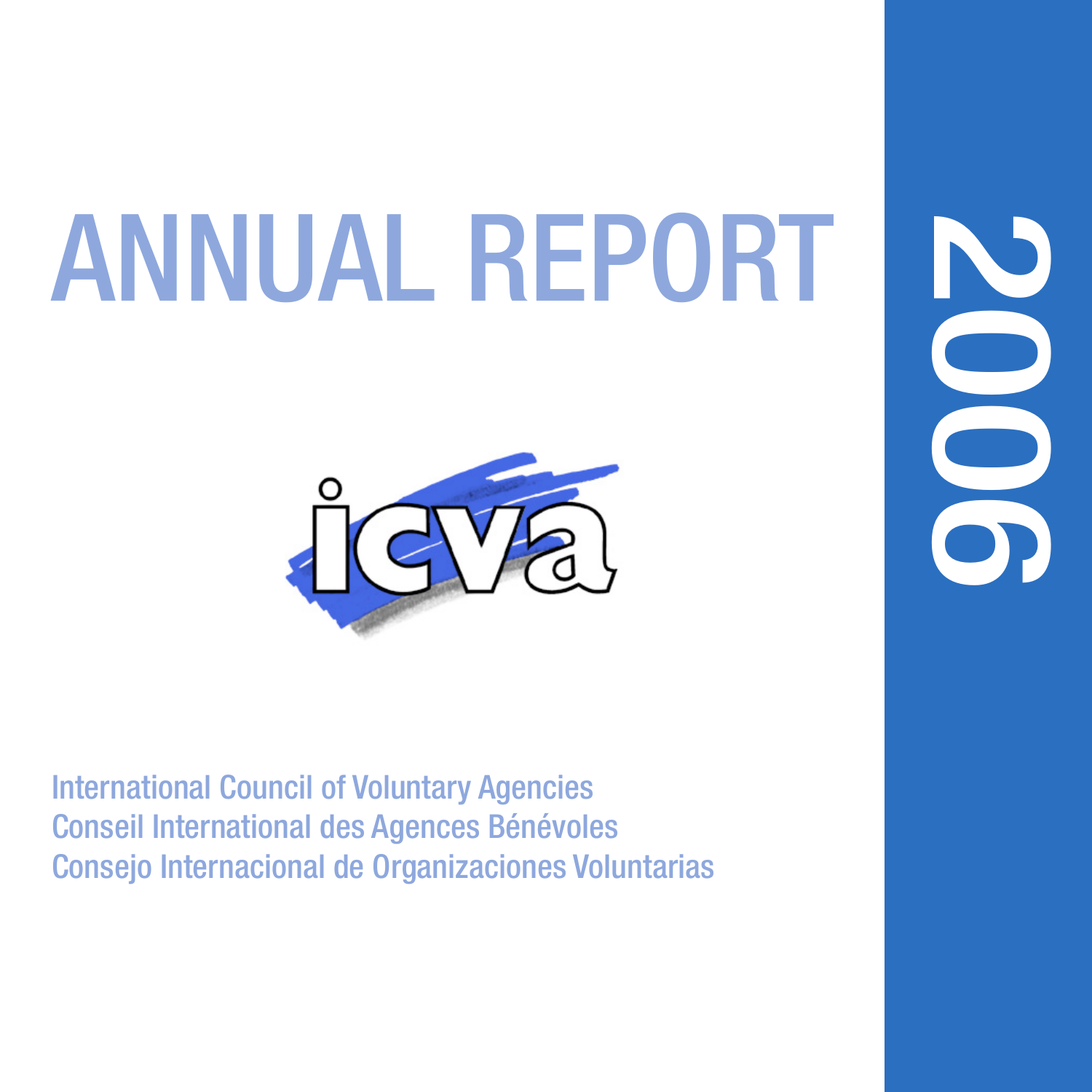# ANNUAL REPORT

# 2006

icva

International Council of Voluntary Agencies
Conseil International des Agences Bénévoles
Consejo Internacional de Organizaciones Voluntarias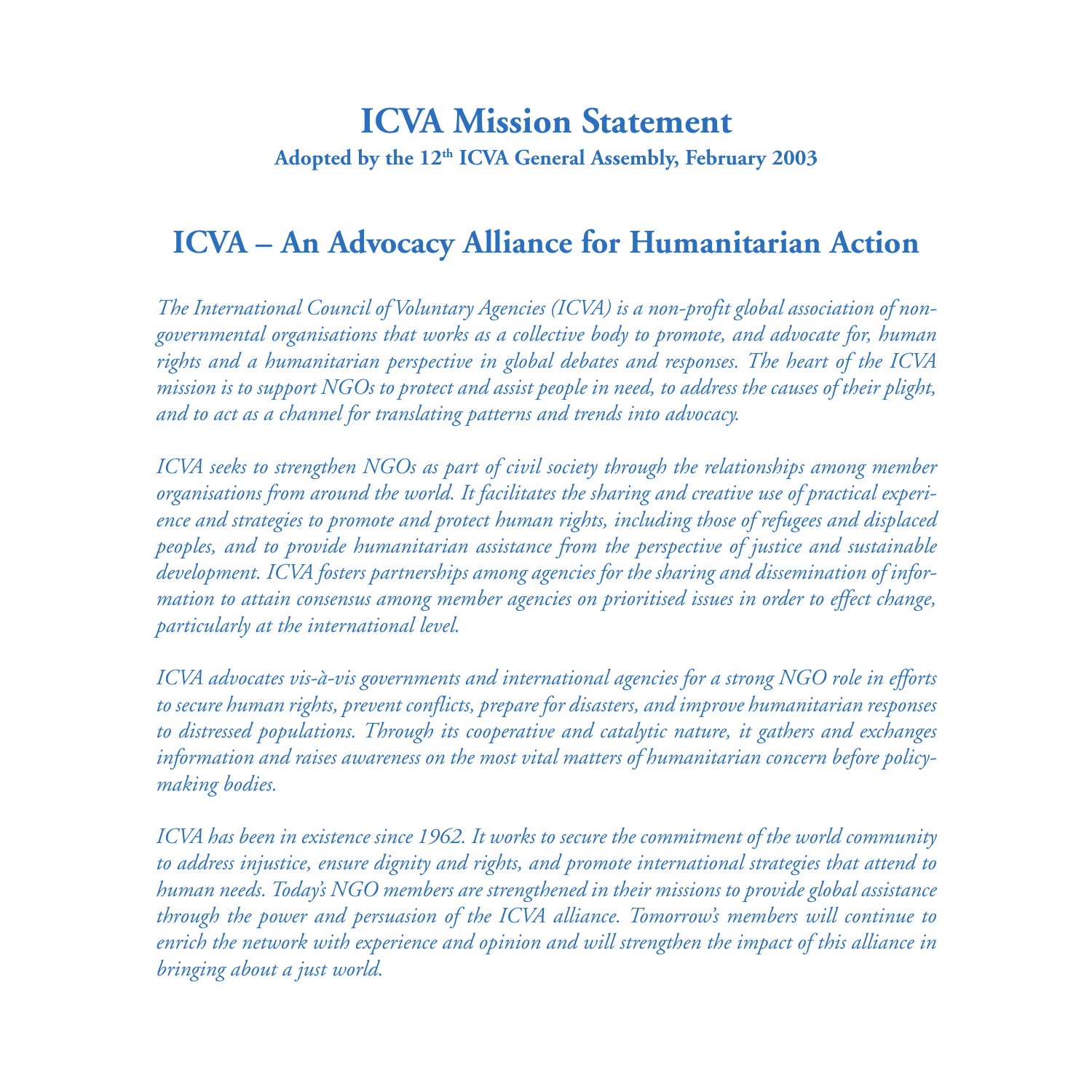# ICVA Mission Statement

**Adopted by the 12th ICVA General Assembly, February 2003**

## ICVA – An Advocacy Alliance for Humanitarian Action

*The International Council of Voluntary Agencies (ICVA) is a non-profit global association of non-governmental organisations that works as a collective body to promote, and advocate for, human rights and a humanitarian perspective in global debates and responses. The heart of the ICVA mission is to support NGOs to protect and assist people in need, to address the causes of their plight, and to act as a channel for translating patterns and trends into advocacy.*

*ICVA seeks to strengthen NGOs as part of civil society through the relationships among member organisations from around the world. It facilitates the sharing and creative use of practical experience and strategies to promote and protect human rights, including those of refugees and displaced peoples, and to provide humanitarian assistance from the perspective of justice and sustainable development. ICVA fosters partnerships among agencies for the sharing and dissemination of information to attain consensus among member agencies on prioritised issues in order to effect change, particularly at the international level.*

*ICVA advocates vis-à-vis governments and international agencies for a strong NGO role in efforts to secure human rights, prevent conflicts, prepare for disasters, and improve humanitarian responses to distressed populations. Through its cooperative and catalytic nature, it gathers and exchanges information and raises awareness on the most vital matters of humanitarian concern before policy-making bodies.*

*ICVA has been in existence since 1962. It works to secure the commitment of the world community to address injustice, ensure dignity and rights, and promote international strategies that attend to human needs. Today's NGO members are strengthened in their missions to provide global assistance through the power and persuasion of the ICVA alliance. Tomorrow's members will continue to enrich the network with experience and opinion and will strengthen the impact of this alliance in bringing about a just world.*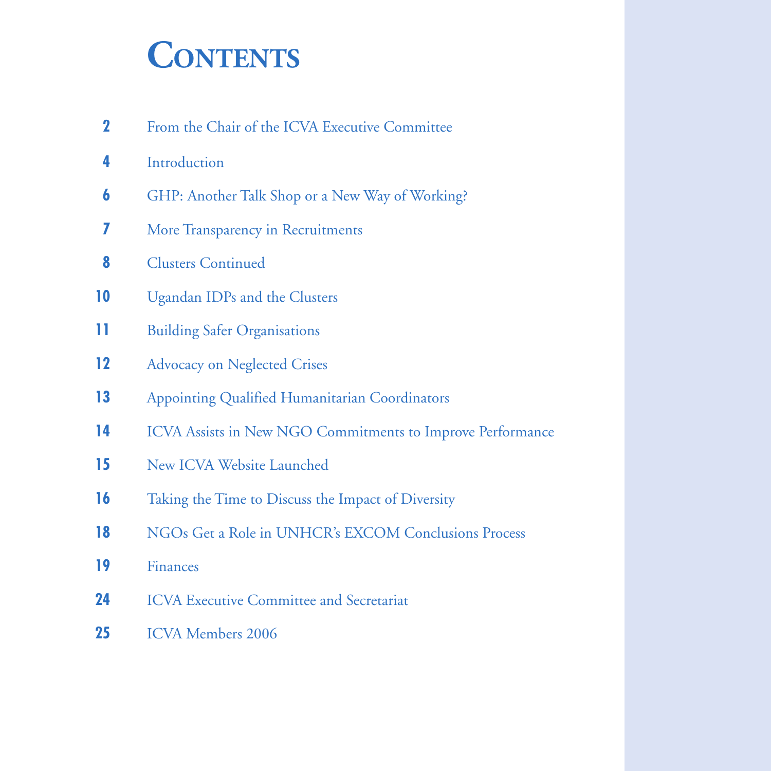# Contents

| | |
|---|---|
| **2** | From the Chair of the ICVA Executive Committee |
| **4** | Introduction |
| **6** | GHP: Another Talk Shop or a New Way of Working? |
| **7** | More Transparency in Recruitments |
| **8** | Clusters Continued |
| **10** | Ugandan IDPs and the Clusters |
| **11** | Building Safer Organisations |
| **12** | Advocacy on Neglected Crises |
| **13** | Appointing Qualified Humanitarian Coordinators |
| **14** | ICVA Assists in New NGO Commitments to Improve Performance |
| **15** | New ICVA Website Launched |
| **16** | Taking the Time to Discuss the Impact of Diversity |
| **18** | NGOs Get a Role in UNHCR's EXCOM Conclusions Process |
| **19** | Finances |
| **24** | ICVA Executive Committee and Secretariat |
| **25** | ICVA Members 2006 |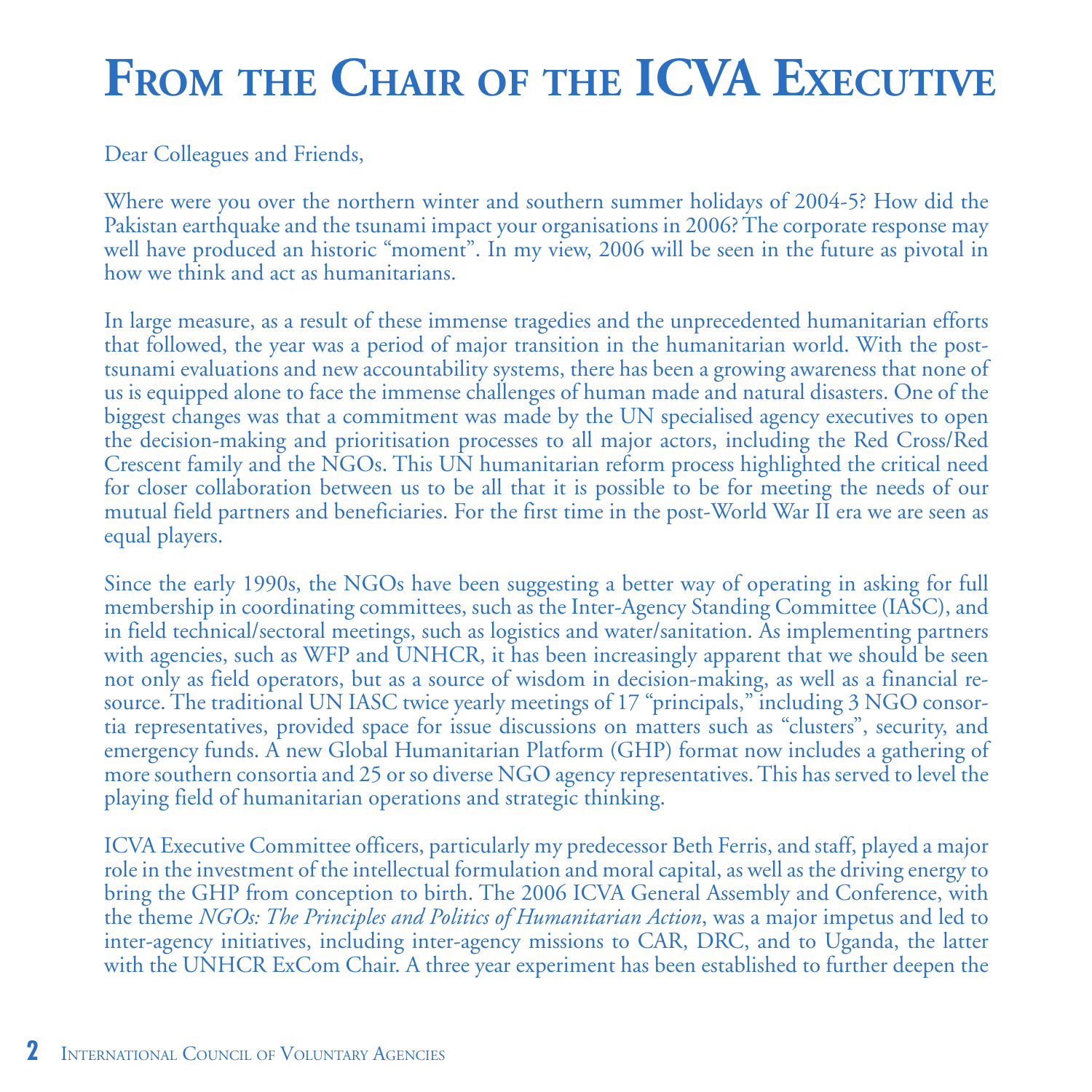# From the Chair of the ICVA Executive

Dear Colleagues and Friends,

Where were you over the northern winter and southern summer holidays of 2004-5? How did the Pakistan earthquake and the tsunami impact your organisations in 2006? The corporate response may well have produced an historic "moment". In my view, 2006 will be seen in the future as pivotal in how we think and act as humanitarians.

In large measure, as a result of these immense tragedies and the unprecedented humanitarian efforts that followed, the year was a period of major transition in the humanitarian world. With the post-tsunami evaluations and new accountability systems, there has been a growing awareness that none of us is equipped alone to face the immense challenges of human made and natural disasters. One of the biggest changes was that a commitment was made by the UN specialised agency executives to open the decision-making and prioritisation processes to all major actors, including the Red Cross/Red Crescent family and the NGOs. This UN humanitarian reform process highlighted the critical need for closer collaboration between us to be all that it is possible to be for meeting the needs of our mutual field partners and beneficiaries. For the first time in the post-World War II era we are seen as equal players.

Since the early 1990s, the NGOs have been suggesting a better way of operating in asking for full membership in coordinating committees, such as the Inter-Agency Standing Committee (IASC), and in field technical/sectoral meetings, such as logistics and water/sanitation. As implementing partners with agencies, such as WFP and UNHCR, it has been increasingly apparent that we should be seen not only as field operators, but as a source of wisdom in decision-making, as well as a financial resource. The traditional UN IASC twice yearly meetings of 17 "principals," including 3 NGO consortia representatives, provided space for issue discussions on matters such as "clusters", security, and emergency funds. A new Global Humanitarian Platform (GHP) format now includes a gathering of more southern consortia and 25 or so diverse NGO agency representatives. This has served to level the playing field of humanitarian operations and strategic thinking.

ICVA Executive Committee officers, particularly my predecessor Beth Ferris, and staff, played a major role in the investment of the intellectual formulation and moral capital, as well as the driving energy to bring the GHP from conception to birth. The 2006 ICVA General Assembly and Conference, with the theme *NGOs: The Principles and Politics of Humanitarian Action*, was a major impetus and led to inter-agency initiatives, including inter-agency missions to CAR, DRC, and to Uganda, the latter with the UNHCR ExCom Chair. A three year experiment has been established to further deepen the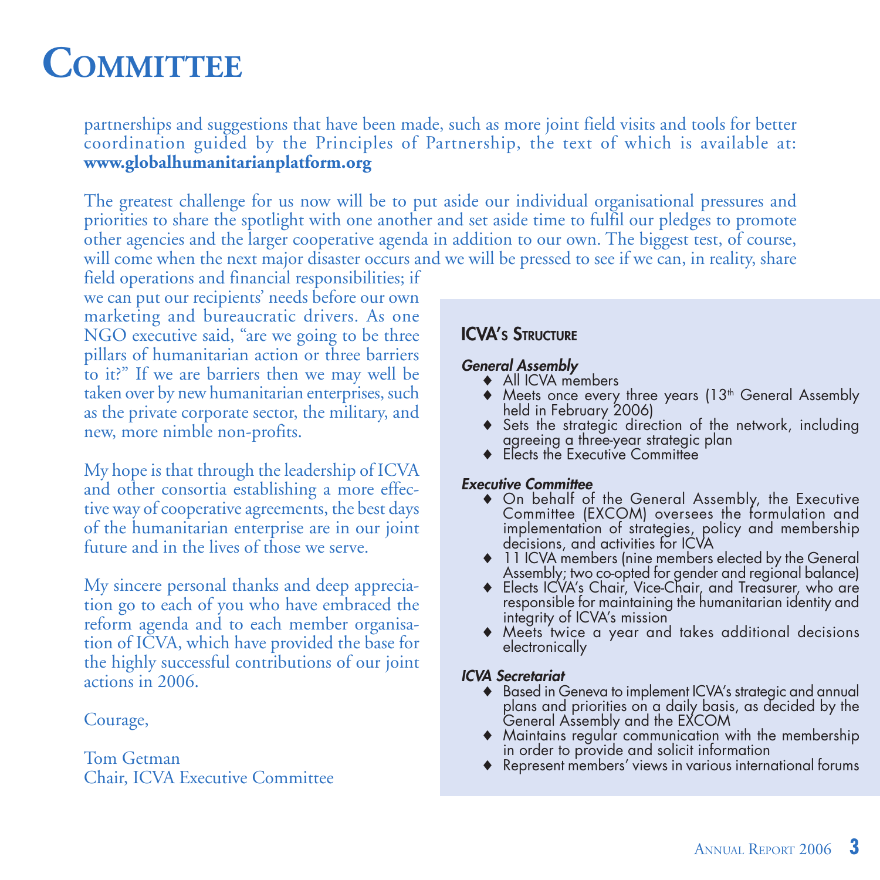# Committee

partnerships and suggestions that have been made, such as more joint field visits and tools for better coordination guided by the Principles of Partnership, the text of which is available at: **www.globalhumanitarianplatform.org**

The greatest challenge for us now will be to put aside our individual organisational pressures and priorities to share the spotlight with one another and set aside time to fulfil our pledges to promote other agencies and the larger cooperative agenda in addition to our own. The biggest test, of course, will come when the next major disaster occurs and we will be pressed to see if we can, in reality, share field operations and financial responsibilities; if we can put our recipients' needs before our own marketing and bureaucratic drivers. As one NGO executive said, "are we going to be three pillars of humanitarian action or three barriers to it?" If we are barriers then we may well be taken over by new humanitarian enterprises, such as the private corporate sector, the military, and new, more nimble non-profits.

My hope is that through the leadership of ICVA and other consortia establishing a more effective way of cooperative agreements, the best days of the humanitarian enterprise are in our joint future and in the lives of those we serve.

My sincere personal thanks and deep appreciation go to each of you who have embraced the reform agenda and to each member organisation of ICVA, which have provided the base for the highly successful contributions of our joint actions in 2006.

Courage,

Tom Getman
Chair, ICVA Executive Committee

## ICVA's Structure

***General Assembly***

- All ICVA members
- Meets once every three years (13th General Assembly held in February 2006)
- Sets the strategic direction of the network, including agreeing a three-year strategic plan
- Elects the Executive Committee

***Executive Committee***

- On behalf of the General Assembly, the Executive Committee (EXCOM) oversees the formulation and implementation of strategies, policy and membership decisions, and activities for ICVA
- 11 ICVA members (nine members elected by the General Assembly; two co-opted for gender and regional balance)
- Elects ICVA's Chair, Vice-Chair, and Treasurer, who are responsible for maintaining the humanitarian identity and integrity of ICVA's mission
- Meets twice a year and takes additional decisions electronically

***ICVA Secretariat***

- Based in Geneva to implement ICVA's strategic and annual plans and priorities on a daily basis, as decided by the General Assembly and the EXCOM
- Maintains regular communication with the membership in order to provide and solicit information
- Represent members' views in various international forums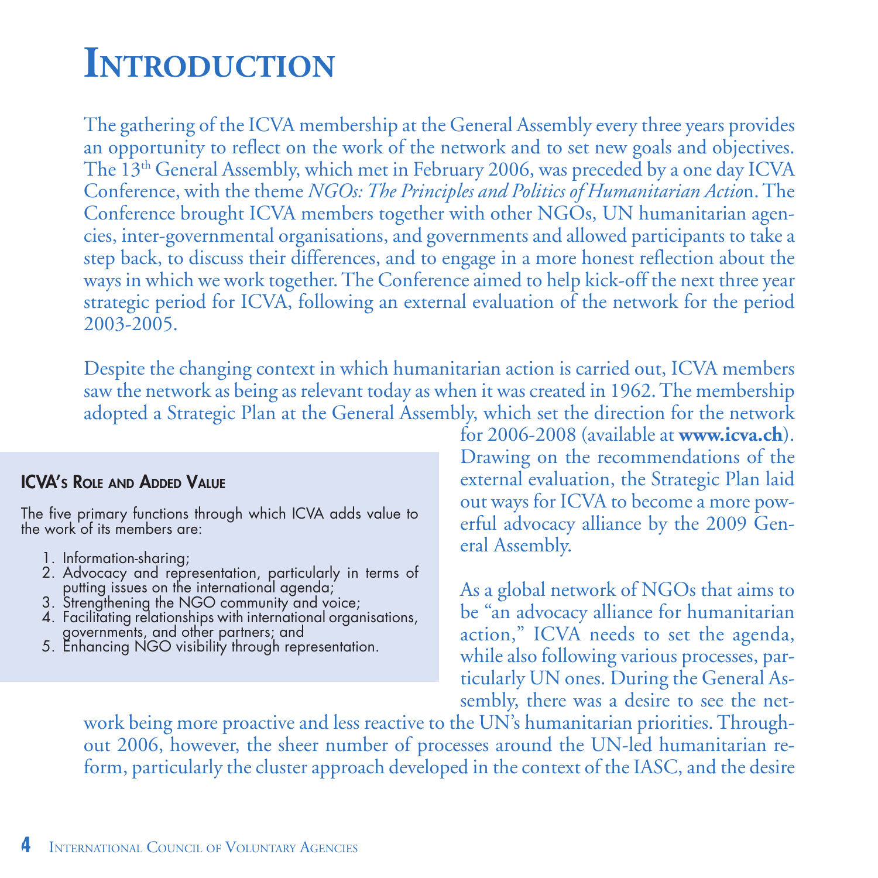# Introduction

The gathering of the ICVA membership at the General Assembly every three years provides an opportunity to reflect on the work of the network and to set new goals and objectives. The 13th General Assembly, which met in February 2006, was preceded by a one day ICVA Conference, with the theme *NGOs: The Principles and Politics of Humanitarian Actio*n. The Conference brought ICVA members together with other NGOs, UN humanitarian agencies, inter-governmental organisations, and governments and allowed participants to take a step back, to discuss their differences, and to engage in a more honest reflection about the ways in which we work together. The Conference aimed to help kick-off the next three year strategic period for ICVA, following an external evaluation of the network for the period 2003-2005.

Despite the changing context in which humanitarian action is carried out, ICVA members saw the network as being as relevant today as when it was created in 1962. The membership adopted a Strategic Plan at the General Assembly, which set the direction for the network for 2006-2008 (available at **www.icva.ch**). Drawing on the recommendations of the external evaluation, the Strategic Plan laid out ways for ICVA to become a more powerful advocacy alliance by the 2009 General Assembly.

As a global network of NGOs that aims to be "an advocacy alliance for humanitarian action," ICVA needs to set the agenda, while also following various processes, particularly UN ones. During the General Assembly, there was a desire to see the network being more proactive and less reactive to the UN's humanitarian priorities. Throughout 2006, however, the sheer number of processes around the UN-led humanitarian reform, particularly the cluster approach developed in the context of the IASC, and the desire

**ICVA's Role and Added Value**

The five primary functions through which ICVA adds value to the work of its members are:

1. Information-sharing;
2. Advocacy and representation, particularly in terms of putting issues on the international agenda;
3. Strengthening the NGO community and voice;
4. Facilitating relationships with international organisations, governments, and other partners; and
5. Enhancing NGO visibility through representation.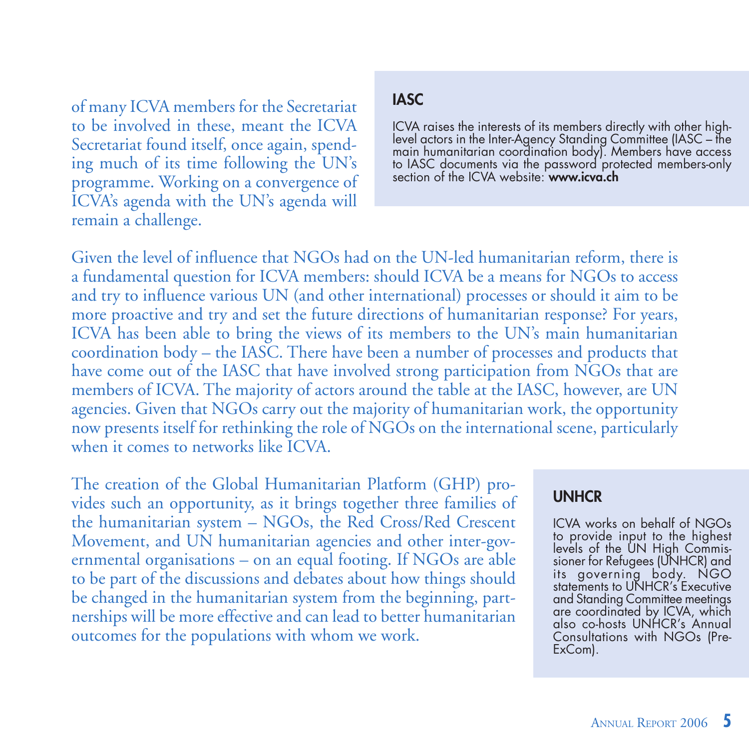of many ICVA members for the Secretariat to be involved in these, meant the ICVA Secretariat found itself, once again, spending much of its time following the UN's programme. Working on a convergence of ICVA's agenda with the UN's agenda will remain a challenge.

### IASC

ICVA raises the interests of its members directly with other high-level actors in the Inter-Agency Standing Committee (IASC – the main humanitarian coordination body). Members have access to IASC documents via the password protected members-only section of the ICVA website: **www.icva.ch**

Given the level of influence that NGOs had on the UN-led humanitarian reform, there is a fundamental question for ICVA members: should ICVA be a means for NGOs to access and try to influence various UN (and other international) processes or should it aim to be more proactive and try and set the future directions of humanitarian response? For years, ICVA has been able to bring the views of its members to the UN's main humanitarian coordination body – the IASC. There have been a number of processes and products that have come out of the IASC that have involved strong participation from NGOs that are members of ICVA. The majority of actors around the table at the IASC, however, are UN agencies. Given that NGOs carry out the majority of humanitarian work, the opportunity now presents itself for rethinking the role of NGOs on the international scene, particularly when it comes to networks like ICVA.

The creation of the Global Humanitarian Platform (GHP) provides such an opportunity, as it brings together three families of the humanitarian system – NGOs, the Red Cross/Red Crescent Movement, and UN humanitarian agencies and other inter-governmental organisations – on an equal footing. If NGOs are able to be part of the discussions and debates about how things should be changed in the humanitarian system from the beginning, partnerships will be more effective and can lead to better humanitarian outcomes for the populations with whom we work.

### UNHCR

ICVA works on behalf of NGOs to provide input to the highest levels of the UN High Commissioner for Refugees (UNHCR) and its governing body. NGO statements to UNHCR's Executive and Standing Committee meetings are coordinated by ICVA, which also co-hosts UNHCR's Annual Consultations with NGOs (Pre-ExCom).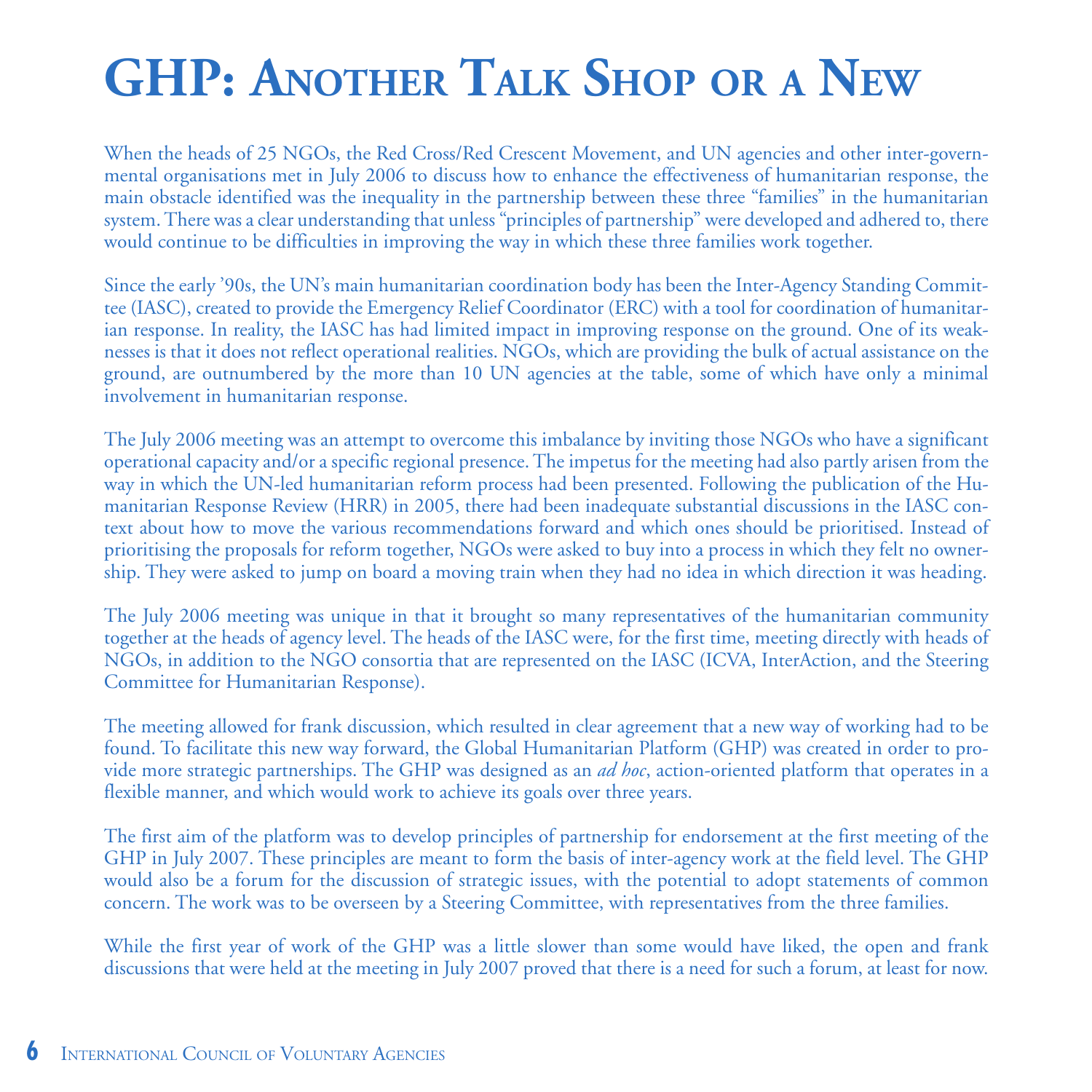# GHP: Another Talk Shop or a New

When the heads of 25 NGOs, the Red Cross/Red Crescent Movement, and UN agencies and other inter-governmental organisations met in July 2006 to discuss how to enhance the effectiveness of humanitarian response, the main obstacle identified was the inequality in the partnership between these three "families" in the humanitarian system. There was a clear understanding that unless "principles of partnership" were developed and adhered to, there would continue to be difficulties in improving the way in which these three families work together.

Since the early '90s, the UN's main humanitarian coordination body has been the Inter-Agency Standing Committee (IASC), created to provide the Emergency Relief Coordinator (ERC) with a tool for coordination of humanitarian response. In reality, the IASC has had limited impact in improving response on the ground. One of its weaknesses is that it does not reflect operational realities. NGOs, which are providing the bulk of actual assistance on the ground, are outnumbered by the more than 10 UN agencies at the table, some of which have only a minimal involvement in humanitarian response.

The July 2006 meeting was an attempt to overcome this imbalance by inviting those NGOs who have a significant operational capacity and/or a specific regional presence. The impetus for the meeting had also partly arisen from the way in which the UN-led humanitarian reform process had been presented. Following the publication of the Humanitarian Response Review (HRR) in 2005, there had been inadequate substantial discussions in the IASC context about how to move the various recommendations forward and which ones should be prioritised. Instead of prioritising the proposals for reform together, NGOs were asked to buy into a process in which they felt no ownership. They were asked to jump on board a moving train when they had no idea in which direction it was heading.

The July 2006 meeting was unique in that it brought so many representatives of the humanitarian community together at the heads of agency level. The heads of the IASC were, for the first time, meeting directly with heads of NGOs, in addition to the NGO consortia that are represented on the IASC (ICVA, InterAction, and the Steering Committee for Humanitarian Response).

The meeting allowed for frank discussion, which resulted in clear agreement that a new way of working had to be found. To facilitate this new way forward, the Global Humanitarian Platform (GHP) was created in order to provide more strategic partnerships. The GHP was designed as an *ad hoc*, action-oriented platform that operates in a flexible manner, and which would work to achieve its goals over three years.

The first aim of the platform was to develop principles of partnership for endorsement at the first meeting of the GHP in July 2007. These principles are meant to form the basis of inter-agency work at the field level. The GHP would also be a forum for the discussion of strategic issues, with the potential to adopt statements of common concern. The work was to be overseen by a Steering Committee, with representatives from the three families.

While the first year of work of the GHP was a little slower than some would have liked, the open and frank discussions that were held at the meeting in July 2007 proved that there is a need for such a forum, at least for now.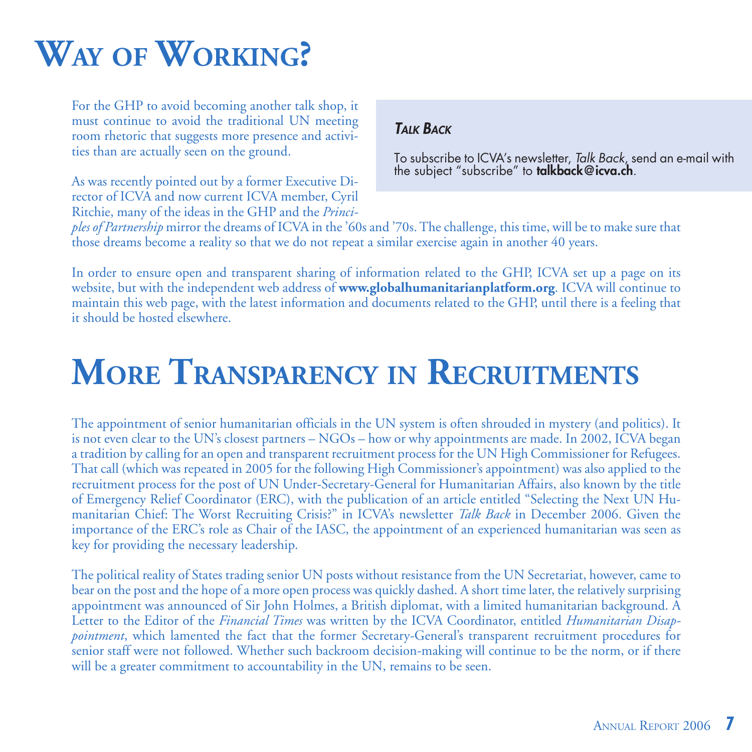# Way of Working?

For the GHP to avoid becoming another talk shop, it must continue to avoid the traditional UN meeting room rhetoric that suggests more presence and activities than are actually seen on the ground.

As was recently pointed out by a former Executive Director of ICVA and now current ICVA member, Cyril Ritchie, many of the ideas in the GHP and the *Principles of Partnership* mirror the dreams of ICVA in the '60s and '70s. The challenge, this time, will be to make sure that those dreams become a reality so that we do not repeat a similar exercise again in another 40 years.

In order to ensure open and transparent sharing of information related to the GHP, ICVA set up a page on its website, but with the independent web address of **www.globalhumanitarianplatform.org**. ICVA will continue to maintain this web page, with the latest information and documents related to the GHP, until there is a feeling that it should be hosted elsewhere.

> ***Talk Back***
>
> To subscribe to ICVA's newsletter, *Talk Back*, send an e-mail with the subject "subscribe" to **talkback@icva.ch**.

# More Transparency in Recruitments

The appointment of senior humanitarian officials in the UN system is often shrouded in mystery (and politics). It is not even clear to the UN's closest partners – NGOs – how or why appointments are made. In 2002, ICVA began a tradition by calling for an open and transparent recruitment process for the UN High Commissioner for Refugees. That call (which was repeated in 2005 for the following High Commissioner's appointment) was also applied to the recruitment process for the post of UN Under-Secretary-General for Humanitarian Affairs, also known by the title of Emergency Relief Coordinator (ERC), with the publication of an article entitled "Selecting the Next UN Humanitarian Chief: The Worst Recruiting Crisis?" in ICVA's newsletter *Talk Back* in December 2006. Given the importance of the ERC's role as Chair of the IASC, the appointment of an experienced humanitarian was seen as key for providing the necessary leadership.

The political reality of States trading senior UN posts without resistance from the UN Secretariat, however, came to bear on the post and the hope of a more open process was quickly dashed. A short time later, the relatively surprising appointment was announced of Sir John Holmes, a British diplomat, with a limited humanitarian background. A Letter to the Editor of the *Financial Times* was written by the ICVA Coordinator, entitled *Humanitarian Disappointment*, which lamented the fact that the former Secretary-General's transparent recruitment procedures for senior staff were not followed. Whether such backroom decision-making will continue to be the norm, or if there will be a greater commitment to accountability in the UN, remains to be seen.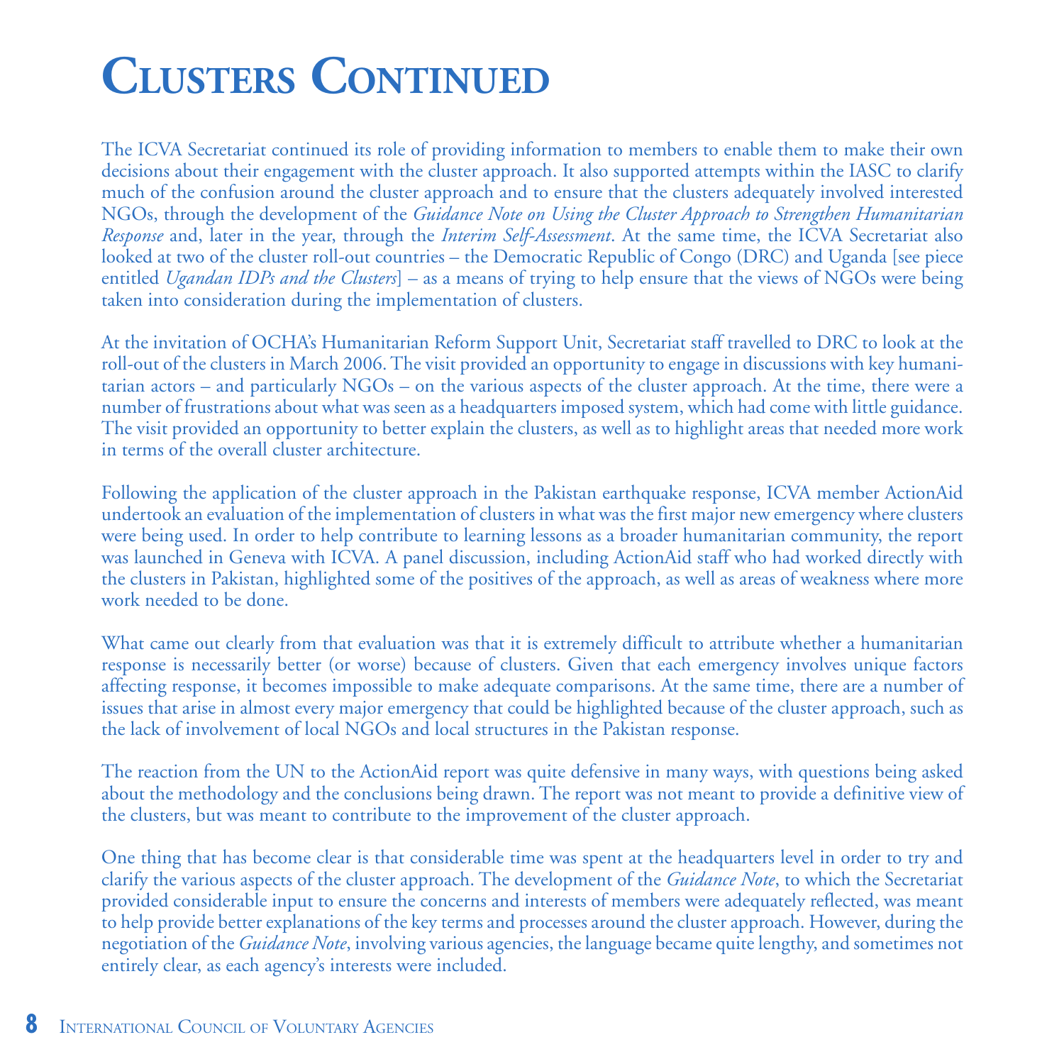# Clusters Continued

The ICVA Secretariat continued its role of providing information to members to enable them to make their own decisions about their engagement with the cluster approach. It also supported attempts within the IASC to clarify much of the confusion around the cluster approach and to ensure that the clusters adequately involved interested NGOs, through the development of the *Guidance Note on Using the Cluster Approach to Strengthen Humanitarian Response* and, later in the year, through the *Interim Self-Assessment*. At the same time, the ICVA Secretariat also looked at two of the cluster roll-out countries – the Democratic Republic of Congo (DRC) and Uganda [see piece entitled *Ugandan IDPs and the Clusters*] – as a means of trying to help ensure that the views of NGOs were being taken into consideration during the implementation of clusters.

At the invitation of OCHA's Humanitarian Reform Support Unit, Secretariat staff travelled to DRC to look at the roll-out of the clusters in March 2006. The visit provided an opportunity to engage in discussions with key humanitarian actors – and particularly NGOs – on the various aspects of the cluster approach. At the time, there were a number of frustrations about what was seen as a headquarters imposed system, which had come with little guidance. The visit provided an opportunity to better explain the clusters, as well as to highlight areas that needed more work in terms of the overall cluster architecture.

Following the application of the cluster approach in the Pakistan earthquake response, ICVA member ActionAid undertook an evaluation of the implementation of clusters in what was the first major new emergency where clusters were being used. In order to help contribute to learning lessons as a broader humanitarian community, the report was launched in Geneva with ICVA. A panel discussion, including ActionAid staff who had worked directly with the clusters in Pakistan, highlighted some of the positives of the approach, as well as areas of weakness where more work needed to be done.

What came out clearly from that evaluation was that it is extremely difficult to attribute whether a humanitarian response is necessarily better (or worse) because of clusters. Given that each emergency involves unique factors affecting response, it becomes impossible to make adequate comparisons. At the same time, there are a number of issues that arise in almost every major emergency that could be highlighted because of the cluster approach, such as the lack of involvement of local NGOs and local structures in the Pakistan response.

The reaction from the UN to the ActionAid report was quite defensive in many ways, with questions being asked about the methodology and the conclusions being drawn. The report was not meant to provide a definitive view of the clusters, but was meant to contribute to the improvement of the cluster approach.

One thing that has become clear is that considerable time was spent at the headquarters level in order to try and clarify the various aspects of the cluster approach. The development of the *Guidance Note*, to which the Secretariat provided considerable input to ensure the concerns and interests of members were adequately reflected, was meant to help provide better explanations of the key terms and processes around the cluster approach. However, during the negotiation of the *Guidance Note*, involving various agencies, the language became quite lengthy, and sometimes not entirely clear, as each agency's interests were included.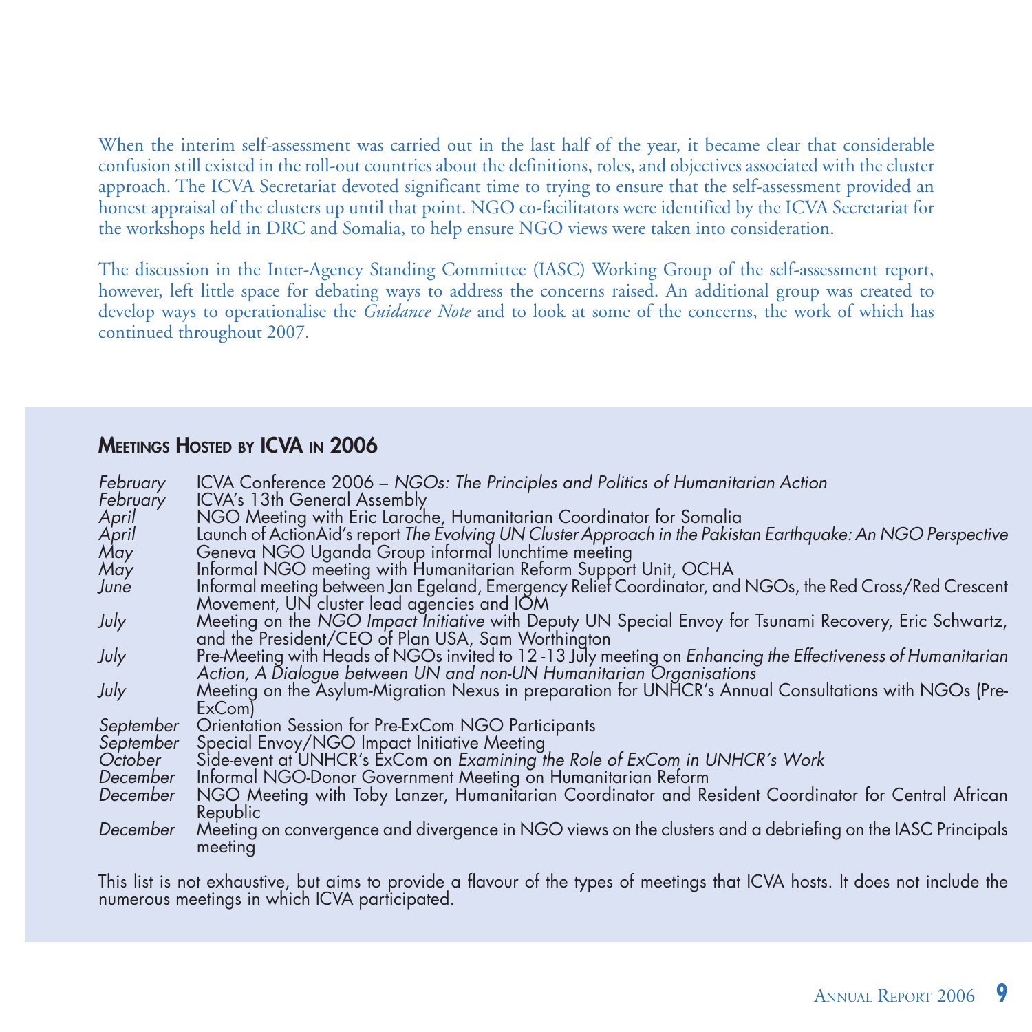When the interim self-assessment was carried out in the last half of the year, it became clear that considerable confusion still existed in the roll-out countries about the definitions, roles, and objectives associated with the cluster approach. The ICVA Secretariat devoted significant time to trying to ensure that the self-assessment provided an honest appraisal of the clusters up until that point. NGO co-facilitators were identified by the ICVA Secretariat for the workshops held in DRC and Somalia, to help ensure NGO views were taken into consideration.

The discussion in the Inter-Agency Standing Committee (IASC) Working Group of the self-assessment report, however, left little space for debating ways to address the concerns raised. An additional group was created to develop ways to operationalise the *Guidance Note* and to look at some of the concerns, the work of which has continued throughout 2007.

## Meetings Hosted by ICVA in 2006

| | |
|---|---|
| *February* | ICVA Conference 2006 – *NGOs: The Principles and Politics of Humanitarian Action* |
| *February* | ICVA's 13th General Assembly |
| *April* | NGO Meeting with Eric Laroche, Humanitarian Coordinator for Somalia |
| *April* | Launch of ActionAid's report *The Evolving UN Cluster Approach in the Pakistan Earthquake: An NGO Perspective* |
| *May* | Geneva NGO Uganda Group informal lunchtime meeting |
| *May* | Informal NGO meeting with Humanitarian Reform Support Unit, OCHA |
| *June* | Informal meeting between Jan Egeland, Emergency Relief Coordinator, and NGOs, the Red Cross/Red Crescent Movement, UN cluster lead agencies and IOM |
| *July* | Meeting on the *NGO Impact Initiative* with Deputy UN Special Envoy for Tsunami Recovery, Eric Schwartz, and the President/CEO of Plan USA, Sam Worthington |
| *July* | Pre-Meeting with Heads of NGOs invited to 12-13 July meeting on *Enhancing the Effectiveness of Humanitarian Action, A Dialogue between UN and non-UN Humanitarian Organisations* |
| *July* | Meeting on the Asylum-Migration Nexus in preparation for UNHCR's Annual Consultations with NGOs (Pre-ExCom) |
| *September* | Orientation Session for Pre-ExCom NGO Participants |
| *September* | Special Envoy/NGO Impact Initiative Meeting |
| *October* | Side-event at UNHCR's ExCom on *Examining the Role of ExCom in UNHCR's Work* |
| *December* | Informal NGO-Donor Government Meeting on Humanitarian Reform |
| *December* | NGO Meeting with Toby Lanzer, Humanitarian Coordinator and Resident Coordinator for Central African Republic |
| *December* | Meeting on convergence and divergence in NGO views on the clusters and a debriefing on the IASC Principals meeting |

This list is not exhaustive, but aims to provide a flavour of the types of meetings that ICVA hosts. It does not include the numerous meetings in which ICVA participated.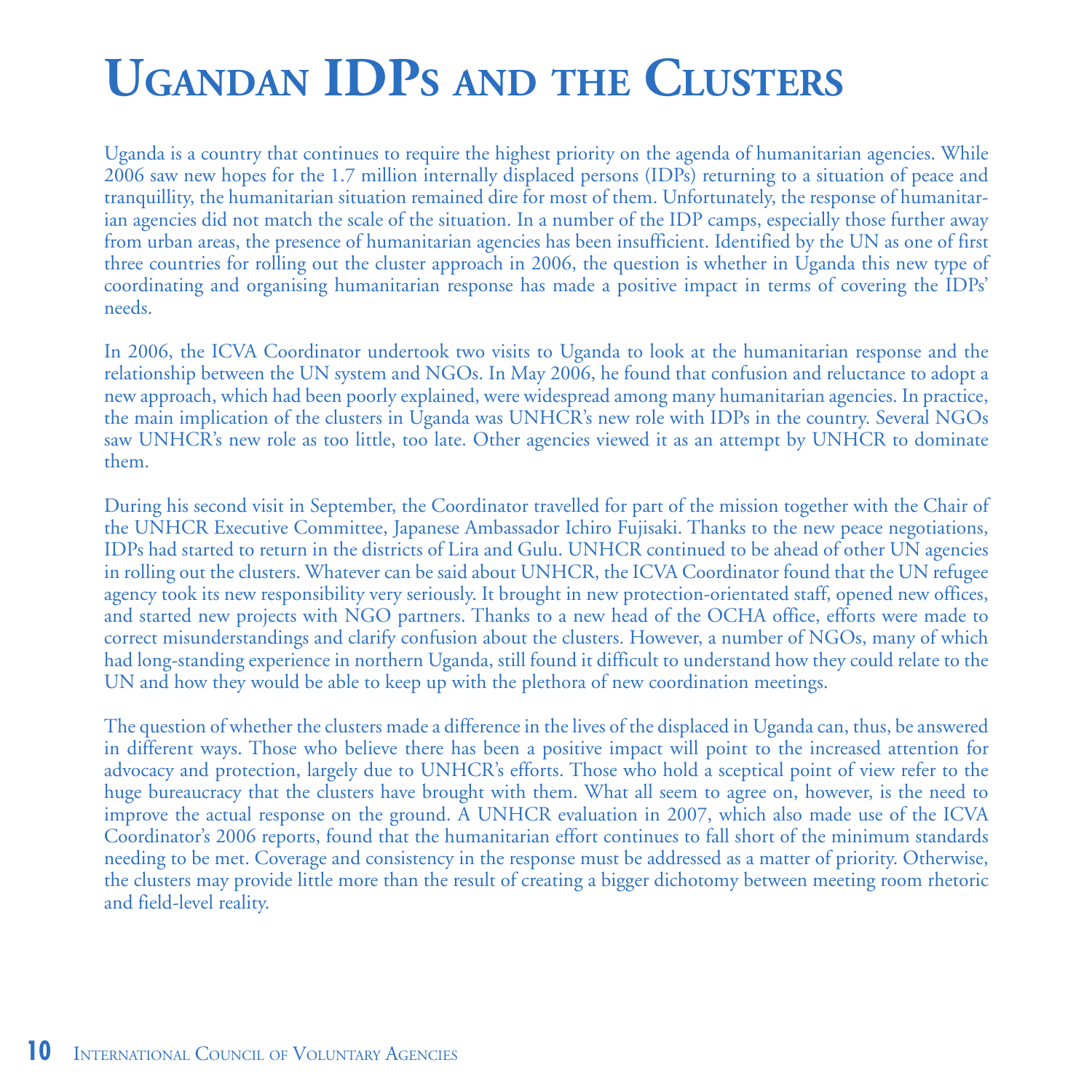# Ugandan IDPs and the Clusters

Uganda is a country that continues to require the highest priority on the agenda of humanitarian agencies. While 2006 saw new hopes for the 1.7 million internally displaced persons (IDPs) returning to a situation of peace and tranquillity, the humanitarian situation remained dire for most of them. Unfortunately, the response of humanitarian agencies did not match the scale of the situation. In a number of the IDP camps, especially those further away from urban areas, the presence of humanitarian agencies has been insufficient. Identified by the UN as one of first three countries for rolling out the cluster approach in 2006, the question is whether in Uganda this new type of coordinating and organising humanitarian response has made a positive impact in terms of covering the IDPs' needs.

In 2006, the ICVA Coordinator undertook two visits to Uganda to look at the humanitarian response and the relationship between the UN system and NGOs. In May 2006, he found that confusion and reluctance to adopt a new approach, which had been poorly explained, were widespread among many humanitarian agencies. In practice, the main implication of the clusters in Uganda was UNHCR's new role with IDPs in the country. Several NGOs saw UNHCR's new role as too little, too late. Other agencies viewed it as an attempt by UNHCR to dominate them.

During his second visit in September, the Coordinator travelled for part of the mission together with the Chair of the UNHCR Executive Committee, Japanese Ambassador Ichiro Fujisaki. Thanks to the new peace negotiations, IDPs had started to return in the districts of Lira and Gulu. UNHCR continued to be ahead of other UN agencies in rolling out the clusters. Whatever can be said about UNHCR, the ICVA Coordinator found that the UN refugee agency took its new responsibility very seriously. It brought in new protection-orientated staff, opened new offices, and started new projects with NGO partners. Thanks to a new head of the OCHA office, efforts were made to correct misunderstandings and clarify confusion about the clusters. However, a number of NGOs, many of which had long-standing experience in northern Uganda, still found it difficult to understand how they could relate to the UN and how they would be able to keep up with the plethora of new coordination meetings.

The question of whether the clusters made a difference in the lives of the displaced in Uganda can, thus, be answered in different ways. Those who believe there has been a positive impact will point to the increased attention for advocacy and protection, largely due to UNHCR's efforts. Those who hold a sceptical point of view refer to the huge bureaucracy that the clusters have brought with them. What all seem to agree on, however, is the need to improve the actual response on the ground. A UNHCR evaluation in 2007, which also made use of the ICVA Coordinator's 2006 reports, found that the humanitarian effort continues to fall short of the minimum standards needing to be met. Coverage and consistency in the response must be addressed as a matter of priority. Otherwise, the clusters may provide little more than the result of creating a bigger dichotomy between meeting room rhetoric and field-level reality.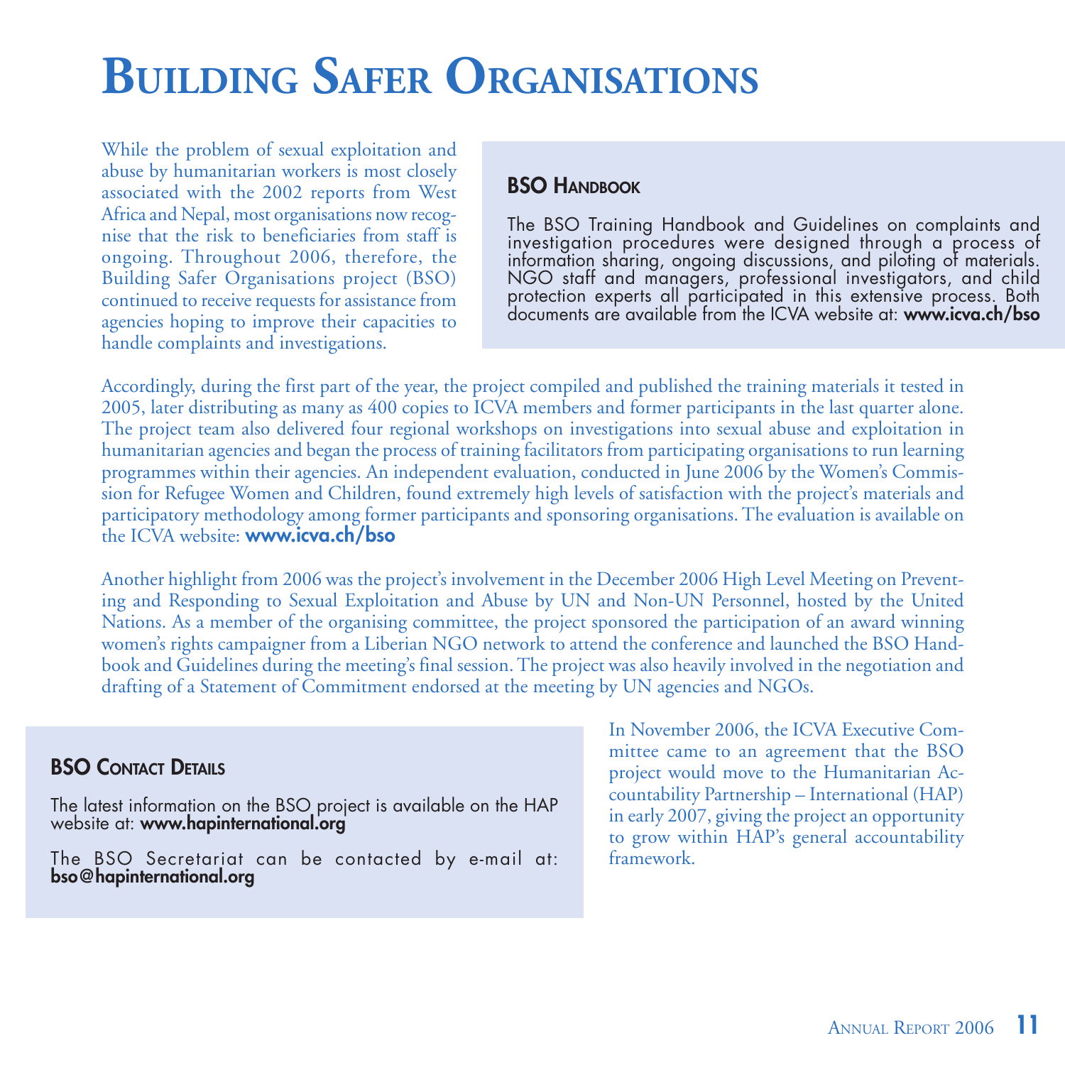# Building Safer Organisations

While the problem of sexual exploitation and abuse by humanitarian workers is most closely associated with the 2002 reports from West Africa and Nepal, most organisations now recognise that the risk to beneficiaries from staff is ongoing. Throughout 2006, therefore, the Building Safer Organisations project (BSO) continued to receive requests for assistance from agencies hoping to improve their capacities to handle complaints and investigations.

### BSO Handbook

The BSO Training Handbook and Guidelines on complaints and investigation procedures were designed through a process of information sharing, ongoing discussions, and piloting of materials. NGO staff and managers, professional investigators, and child protection experts all participated in this extensive process. Both documents are available from the ICVA website at: **www.icva.ch/bso**

Accordingly, during the first part of the year, the project compiled and published the training materials it tested in 2005, later distributing as many as 400 copies to ICVA members and former participants in the last quarter alone. The project team also delivered four regional workshops on investigations into sexual abuse and exploitation in humanitarian agencies and began the process of training facilitators from participating organisations to run learning programmes within their agencies. An independent evaluation, conducted in June 2006 by the Women's Commission for Refugee Women and Children, found extremely high levels of satisfaction with the project's materials and participatory methodology among former participants and sponsoring organisations. The evaluation is available on the ICVA website: **www.icva.ch/bso**

Another highlight from 2006 was the project's involvement in the December 2006 High Level Meeting on Preventing and Responding to Sexual Exploitation and Abuse by UN and Non-UN Personnel, hosted by the United Nations. As a member of the organising committee, the project sponsored the participation of an award winning women's rights campaigner from a Liberian NGO network to attend the conference and launched the BSO Handbook and Guidelines during the meeting's final session. The project was also heavily involved in the negotiation and drafting of a Statement of Commitment endorsed at the meeting by UN agencies and NGOs.

In November 2006, the ICVA Executive Committee came to an agreement that the BSO project would move to the Humanitarian Accountability Partnership – International (HAP) in early 2007, giving the project an opportunity to grow within HAP's general accountability framework.

### BSO Contact Details

The latest information on the BSO project is available on the HAP website at: **www.hapinternational.org**

The BSO Secretariat can be contacted by e-mail at: **bso@hapinternational.org**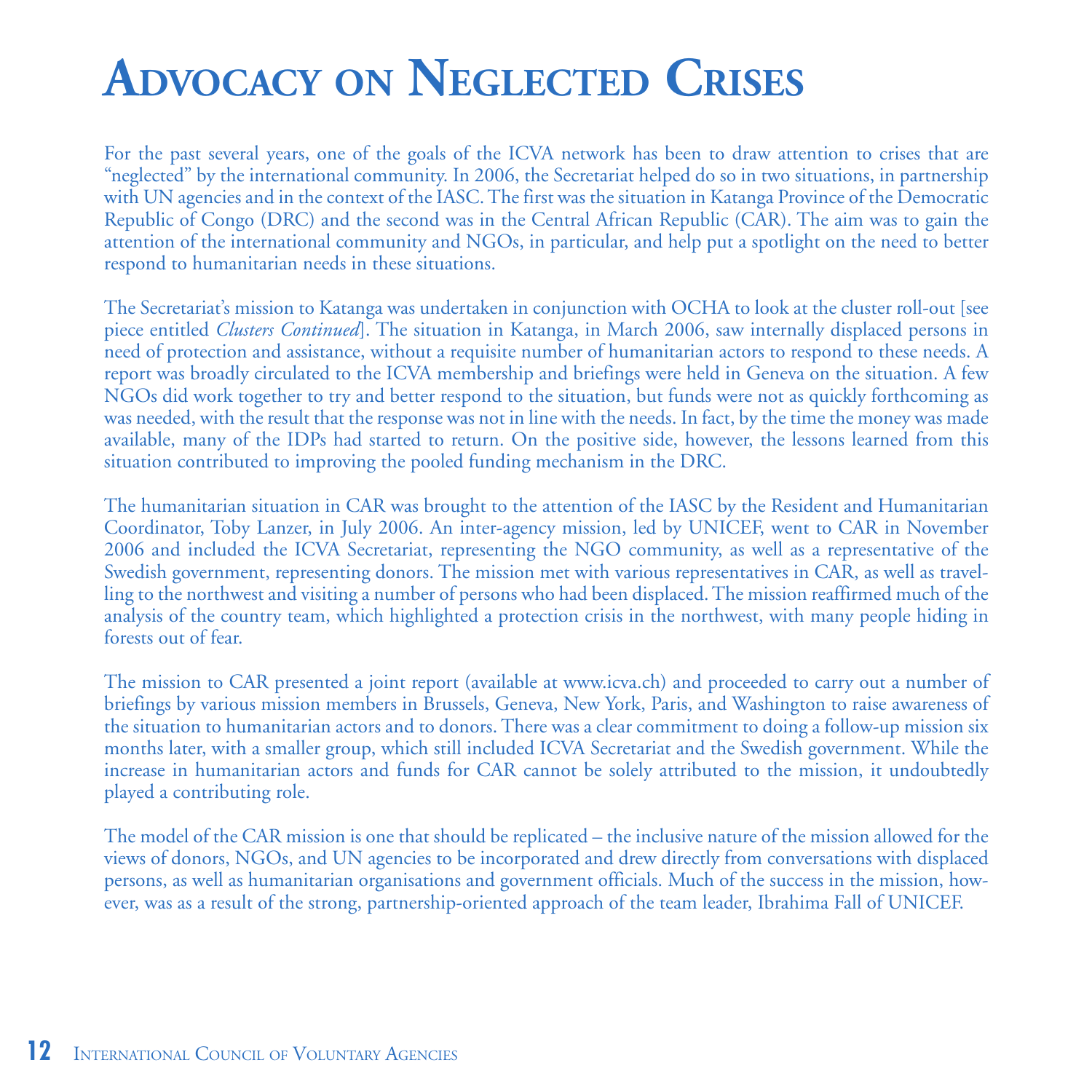# Advocacy on Neglected Crises

For the past several years, one of the goals of the ICVA network has been to draw attention to crises that are "neglected" by the international community. In 2006, the Secretariat helped do so in two situations, in partnership with UN agencies and in the context of the IASC. The first was the situation in Katanga Province of the Democratic Republic of Congo (DRC) and the second was in the Central African Republic (CAR). The aim was to gain the attention of the international community and NGOs, in particular, and help put a spotlight on the need to better respond to humanitarian needs in these situations.

The Secretariat's mission to Katanga was undertaken in conjunction with OCHA to look at the cluster roll-out [see piece entitled *Clusters Continued*]. The situation in Katanga, in March 2006, saw internally displaced persons in need of protection and assistance, without a requisite number of humanitarian actors to respond to these needs. A report was broadly circulated to the ICVA membership and briefings were held in Geneva on the situation. A few NGOs did work together to try and better respond to the situation, but funds were not as quickly forthcoming as was needed, with the result that the response was not in line with the needs. In fact, by the time the money was made available, many of the IDPs had started to return. On the positive side, however, the lessons learned from this situation contributed to improving the pooled funding mechanism in the DRC.

The humanitarian situation in CAR was brought to the attention of the IASC by the Resident and Humanitarian Coordinator, Toby Lanzer, in July 2006. An inter-agency mission, led by UNICEF, went to CAR in November 2006 and included the ICVA Secretariat, representing the NGO community, as well as a representative of the Swedish government, representing donors. The mission met with various representatives in CAR, as well as travelling to the northwest and visiting a number of persons who had been displaced. The mission reaffirmed much of the analysis of the country team, which highlighted a protection crisis in the northwest, with many people hiding in forests out of fear.

The mission to CAR presented a joint report (available at www.icva.ch) and proceeded to carry out a number of briefings by various mission members in Brussels, Geneva, New York, Paris, and Washington to raise awareness of the situation to humanitarian actors and to donors. There was a clear commitment to doing a follow-up mission six months later, with a smaller group, which still included ICVA Secretariat and the Swedish government. While the increase in humanitarian actors and funds for CAR cannot be solely attributed to the mission, it undoubtedly played a contributing role.

The model of the CAR mission is one that should be replicated – the inclusive nature of the mission allowed for the views of donors, NGOs, and UN agencies to be incorporated and drew directly from conversations with displaced persons, as well as humanitarian organisations and government officials. Much of the success in the mission, however, was as a result of the strong, partnership-oriented approach of the team leader, Ibrahima Fall of UNICEF.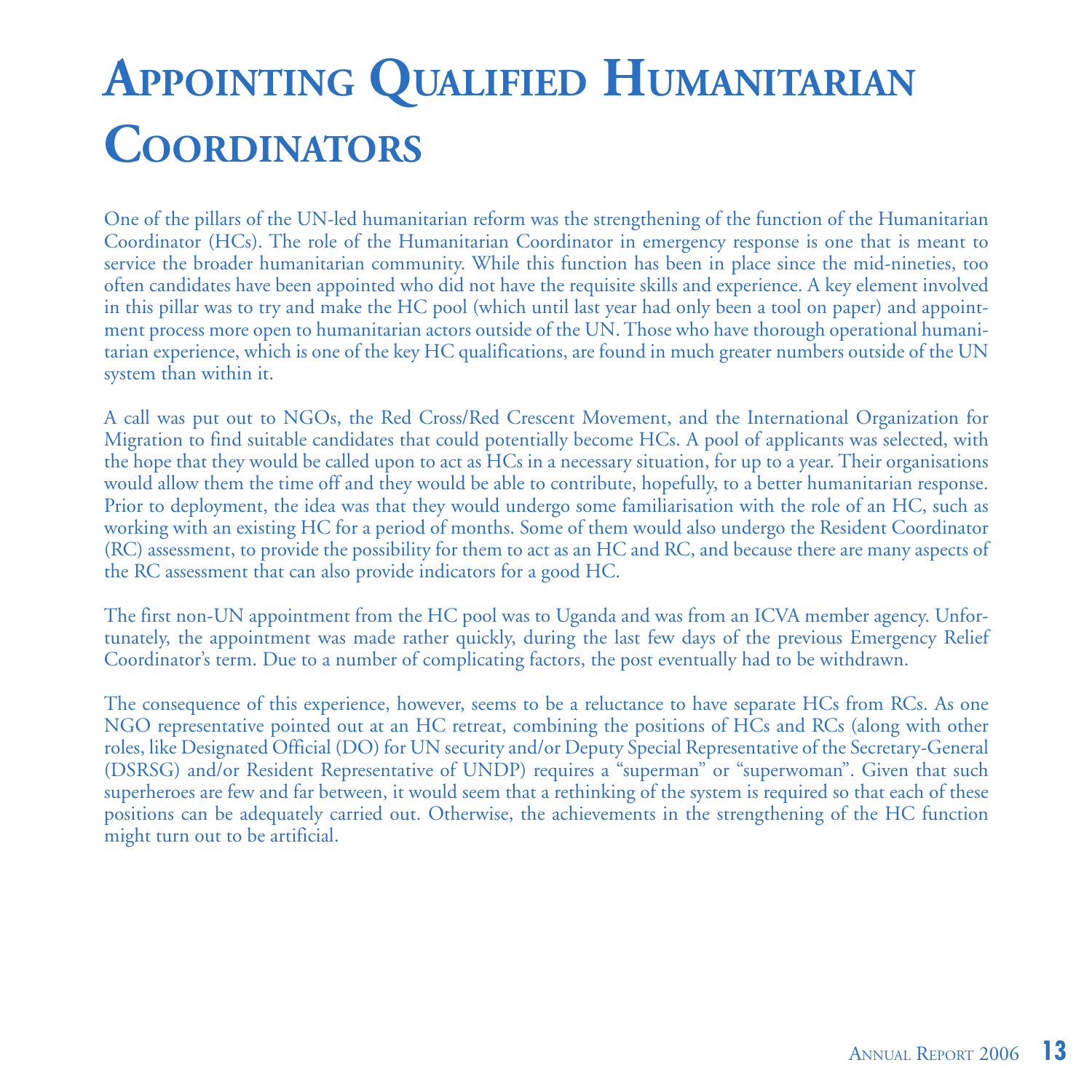# Appointing Qualified Humanitarian Coordinators

One of the pillars of the UN-led humanitarian reform was the strengthening of the function of the Humanitarian Coordinator (HCs). The role of the Humanitarian Coordinator in emergency response is one that is meant to service the broader humanitarian community. While this function has been in place since the mid-nineties, too often candidates have been appointed who did not have the requisite skills and experience. A key element involved in this pillar was to try and make the HC pool (which until last year had only been a tool on paper) and appointment process more open to humanitarian actors outside of the UN. Those who have thorough operational humanitarian experience, which is one of the key HC qualifications, are found in much greater numbers outside of the UN system than within it.

A call was put out to NGOs, the Red Cross/Red Crescent Movement, and the International Organization for Migration to find suitable candidates that could potentially become HCs. A pool of applicants was selected, with the hope that they would be called upon to act as HCs in a necessary situation, for up to a year. Their organisations would allow them the time off and they would be able to contribute, hopefully, to a better humanitarian response. Prior to deployment, the idea was that they would undergo some familiarisation with the role of an HC, such as working with an existing HC for a period of months. Some of them would also undergo the Resident Coordinator (RC) assessment, to provide the possibility for them to act as an HC and RC, and because there are many aspects of the RC assessment that can also provide indicators for a good HC.

The first non-UN appointment from the HC pool was to Uganda and was from an ICVA member agency. Unfortunately, the appointment was made rather quickly, during the last few days of the previous Emergency Relief Coordinator's term. Due to a number of complicating factors, the post eventually had to be withdrawn.

The consequence of this experience, however, seems to be a reluctance to have separate HCs from RCs. As one NGO representative pointed out at an HC retreat, combining the positions of HCs and RCs (along with other roles, like Designated Official (DO) for UN security and/or Deputy Special Representative of the Secretary-General (DSRSG) and/or Resident Representative of UNDP) requires a "superman" or "superwoman". Given that such superheroes are few and far between, it would seem that a rethinking of the system is required so that each of these positions can be adequately carried out. Otherwise, the achievements in the strengthening of the HC function might turn out to be artificial.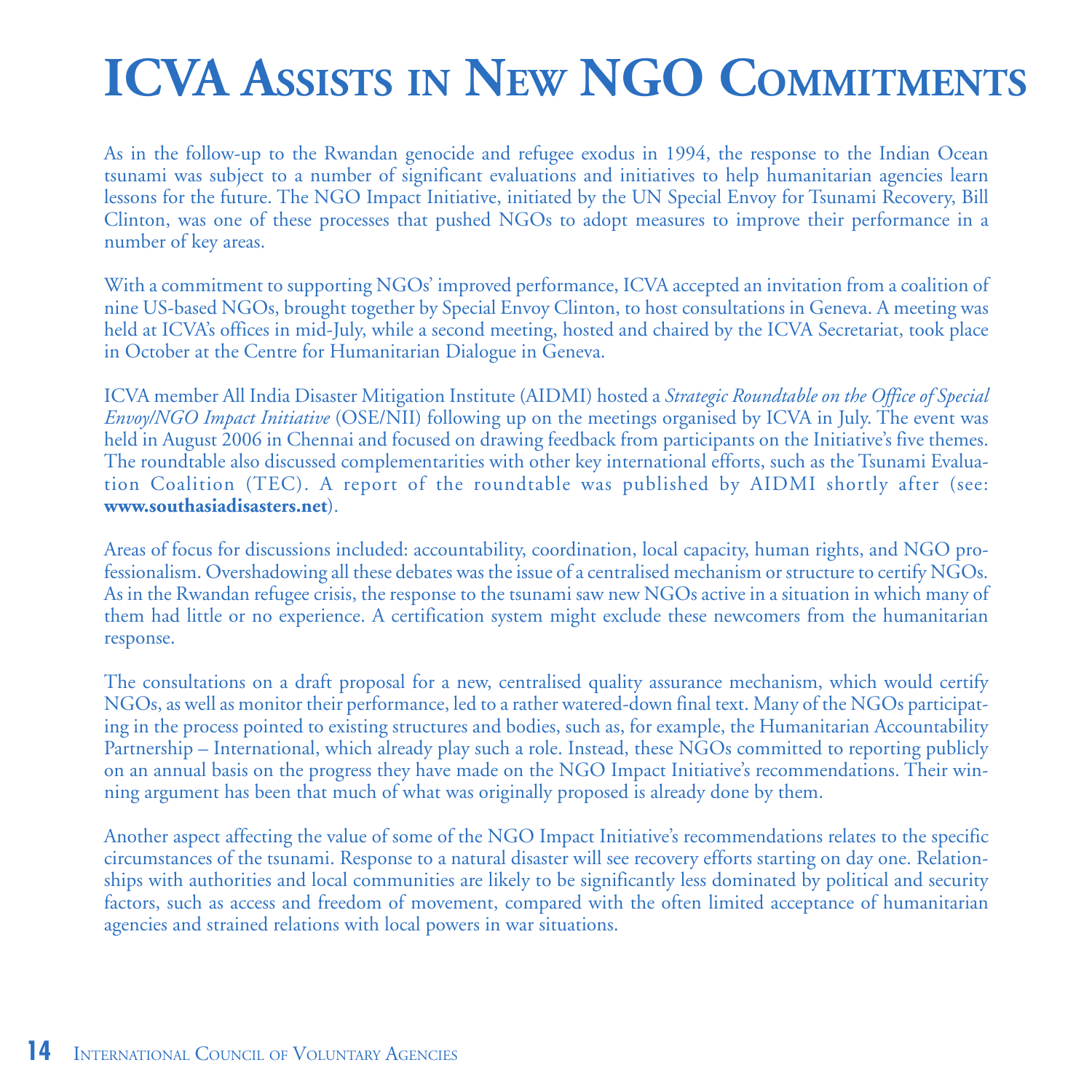# ICVA Assists in New NGO Commitments

As in the follow-up to the Rwandan genocide and refugee exodus in 1994, the response to the Indian Ocean tsunami was subject to a number of significant evaluations and initiatives to help humanitarian agencies learn lessons for the future. The NGO Impact Initiative, initiated by the UN Special Envoy for Tsunami Recovery, Bill Clinton, was one of these processes that pushed NGOs to adopt measures to improve their performance in a number of key areas.

With a commitment to supporting NGOs' improved performance, ICVA accepted an invitation from a coalition of nine US-based NGOs, brought together by Special Envoy Clinton, to host consultations in Geneva. A meeting was held at ICVA's offices in mid-July, while a second meeting, hosted and chaired by the ICVA Secretariat, took place in October at the Centre for Humanitarian Dialogue in Geneva.

ICVA member All India Disaster Mitigation Institute (AIDMI) hosted a *Strategic Roundtable on the Office of Special Envoy/NGO Impact Initiative* (OSE/NII) following up on the meetings organised by ICVA in July. The event was held in August 2006 in Chennai and focused on drawing feedback from participants on the Initiative's five themes. The roundtable also discussed complementarities with other key international efforts, such as the Tsunami Evaluation Coalition (TEC). A report of the roundtable was published by AIDMI shortly after (see: **www.southasiadisasters.net**).

Areas of focus for discussions included: accountability, coordination, local capacity, human rights, and NGO professionalism. Overshadowing all these debates was the issue of a centralised mechanism or structure to certify NGOs. As in the Rwandan refugee crisis, the response to the tsunami saw new NGOs active in a situation in which many of them had little or no experience. A certification system might exclude these newcomers from the humanitarian response.

The consultations on a draft proposal for a new, centralised quality assurance mechanism, which would certify NGOs, as well as monitor their performance, led to a rather watered-down final text. Many of the NGOs participating in the process pointed to existing structures and bodies, such as, for example, the Humanitarian Accountability Partnership – International, which already play such a role. Instead, these NGOs committed to reporting publicly on an annual basis on the progress they have made on the NGO Impact Initiative's recommendations. Their winning argument has been that much of what was originally proposed is already done by them.

Another aspect affecting the value of some of the NGO Impact Initiative's recommendations relates to the specific circumstances of the tsunami. Response to a natural disaster will see recovery efforts starting on day one. Relationships with authorities and local communities are likely to be significantly less dominated by political and security factors, such as access and freedom of movement, compared with the often limited acceptance of humanitarian agencies and strained relations with local powers in war situations.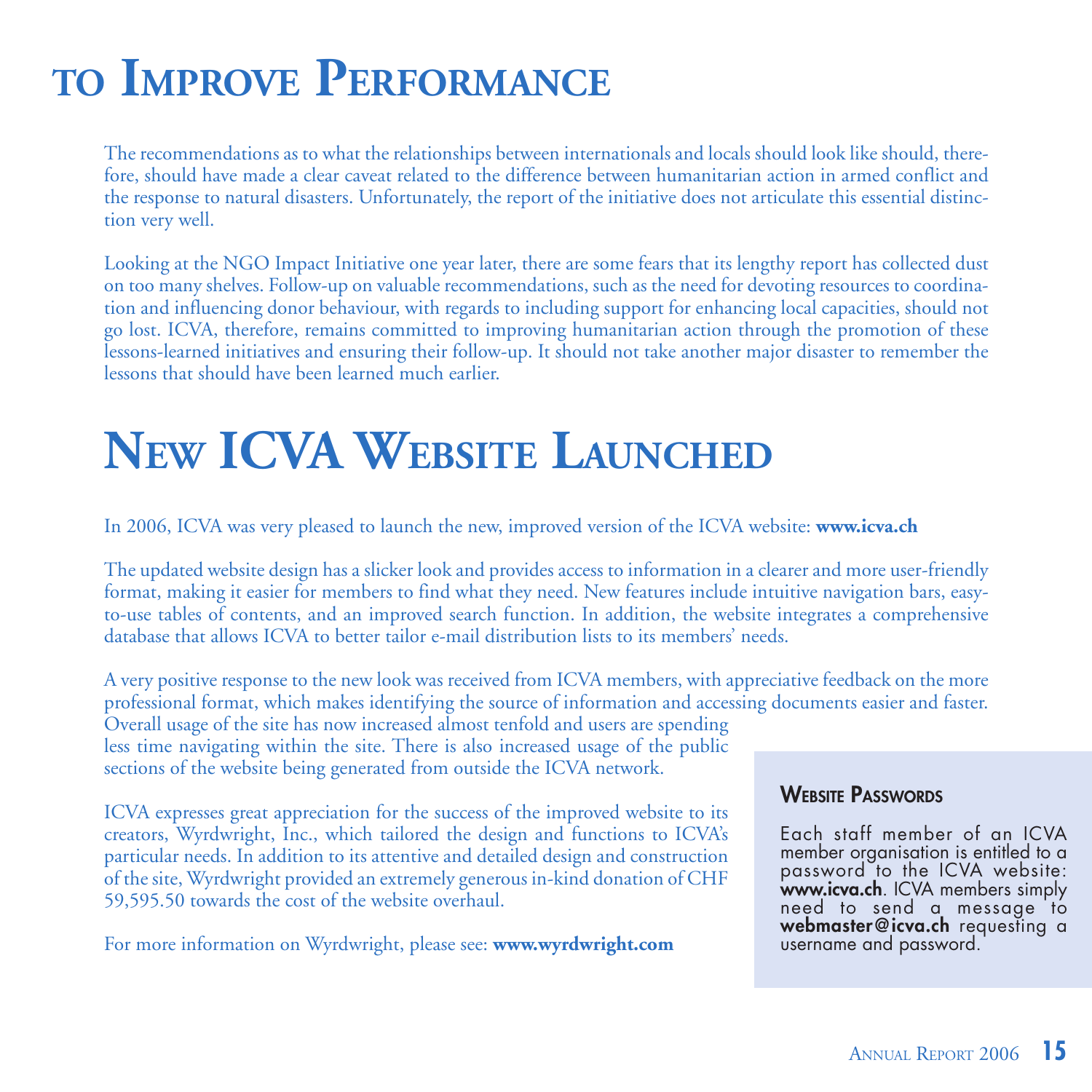# to Improve Performance

The recommendations as to what the relationships between internationals and locals should look like should, therefore, should have made a clear caveat related to the difference between humanitarian action in armed conflict and the response to natural disasters. Unfortunately, the report of the initiative does not articulate this essential distinction very well.

Looking at the NGO Impact Initiative one year later, there are some fears that its lengthy report has collected dust on too many shelves. Follow-up on valuable recommendations, such as the need for devoting resources to coordination and influencing donor behaviour, with regards to including support for enhancing local capacities, should not go lost. ICVA, therefore, remains committed to improving humanitarian action through the promotion of these lessons-learned initiatives and ensuring their follow-up. It should not take another major disaster to remember the lessons that should have been learned much earlier.

# New ICVA Website Launched

In 2006, ICVA was very pleased to launch the new, improved version of the ICVA website: **www.icva.ch**

The updated website design has a slicker look and provides access to information in a clearer and more user-friendly format, making it easier for members to find what they need. New features include intuitive navigation bars, easy-to-use tables of contents, and an improved search function. In addition, the website integrates a comprehensive database that allows ICVA to better tailor e-mail distribution lists to its members' needs.

A very positive response to the new look was received from ICVA members, with appreciative feedback on the more professional format, which makes identifying the source of information and accessing documents easier and faster. Overall usage of the site has now increased almost tenfold and users are spending less time navigating within the site. There is also increased usage of the public sections of the website being generated from outside the ICVA network.

ICVA expresses great appreciation for the success of the improved website to its creators, Wyrdwright, Inc., which tailored the design and functions to ICVA's particular needs. In addition to its attentive and detailed design and construction of the site, Wyrdwright provided an extremely generous in-kind donation of CHF 59,595.50 towards the cost of the website overhaul.

For more information on Wyrdwright, please see: **www.wyrdwright.com**

### Website Passwords

Each staff member of an ICVA member organisation is entitled to a password to the ICVA website: **www.icva.ch**. ICVA members simply need to send a message to **webmaster@icva.ch** requesting a username and password.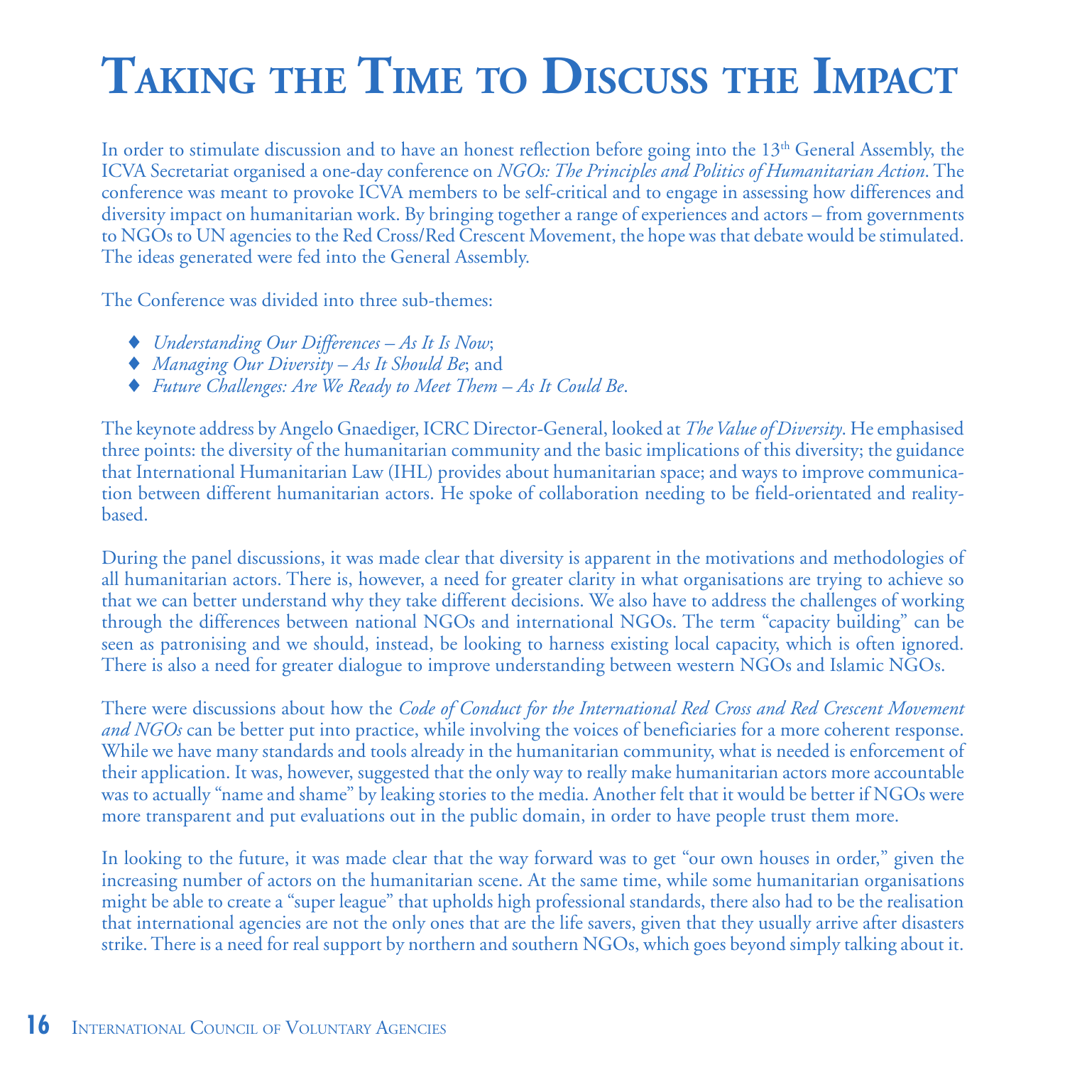# Taking the Time to Discuss the Impact

In order to stimulate discussion and to have an honest reflection before going into the 13th General Assembly, the ICVA Secretariat organised a one-day conference on *NGOs: The Principles and Politics of Humanitarian Action*. The conference was meant to provoke ICVA members to be self-critical and to engage in assessing how differences and diversity impact on humanitarian work. By bringing together a range of experiences and actors – from governments to NGOs to UN agencies to the Red Cross/Red Crescent Movement, the hope was that debate would be stimulated. The ideas generated were fed into the General Assembly.

The Conference was divided into three sub-themes:

- *Understanding Our Differences – As It Is Now*;
- *Managing Our Diversity – As It Should Be*; and
- *Future Challenges: Are We Ready to Meet Them – As It Could Be*.

The keynote address by Angelo Gnaediger, ICRC Director-General, looked at *The Value of Diversity*. He emphasised three points: the diversity of the humanitarian community and the basic implications of this diversity; the guidance that International Humanitarian Law (IHL) provides about humanitarian space; and ways to improve communication between different humanitarian actors. He spoke of collaboration needing to be field-orientated and reality-based.

During the panel discussions, it was made clear that diversity is apparent in the motivations and methodologies of all humanitarian actors. There is, however, a need for greater clarity in what organisations are trying to achieve so that we can better understand why they take different decisions. We also have to address the challenges of working through the differences between national NGOs and international NGOs. The term "capacity building" can be seen as patronising and we should, instead, be looking to harness existing local capacity, which is often ignored. There is also a need for greater dialogue to improve understanding between western NGOs and Islamic NGOs.

There were discussions about how the *Code of Conduct for the International Red Cross and Red Crescent Movement and NGOs* can be better put into practice, while involving the voices of beneficiaries for a more coherent response. While we have many standards and tools already in the humanitarian community, what is needed is enforcement of their application. It was, however, suggested that the only way to really make humanitarian actors more accountable was to actually "name and shame" by leaking stories to the media. Another felt that it would be better if NGOs were more transparent and put evaluations out in the public domain, in order to have people trust them more.

In looking to the future, it was made clear that the way forward was to get "our own houses in order," given the increasing number of actors on the humanitarian scene. At the same time, while some humanitarian organisations might be able to create a "super league" that upholds high professional standards, there also had to be the realisation that international agencies are not the only ones that are the life savers, given that they usually arrive after disasters strike. There is a need for real support by northern and southern NGOs, which goes beyond simply talking about it.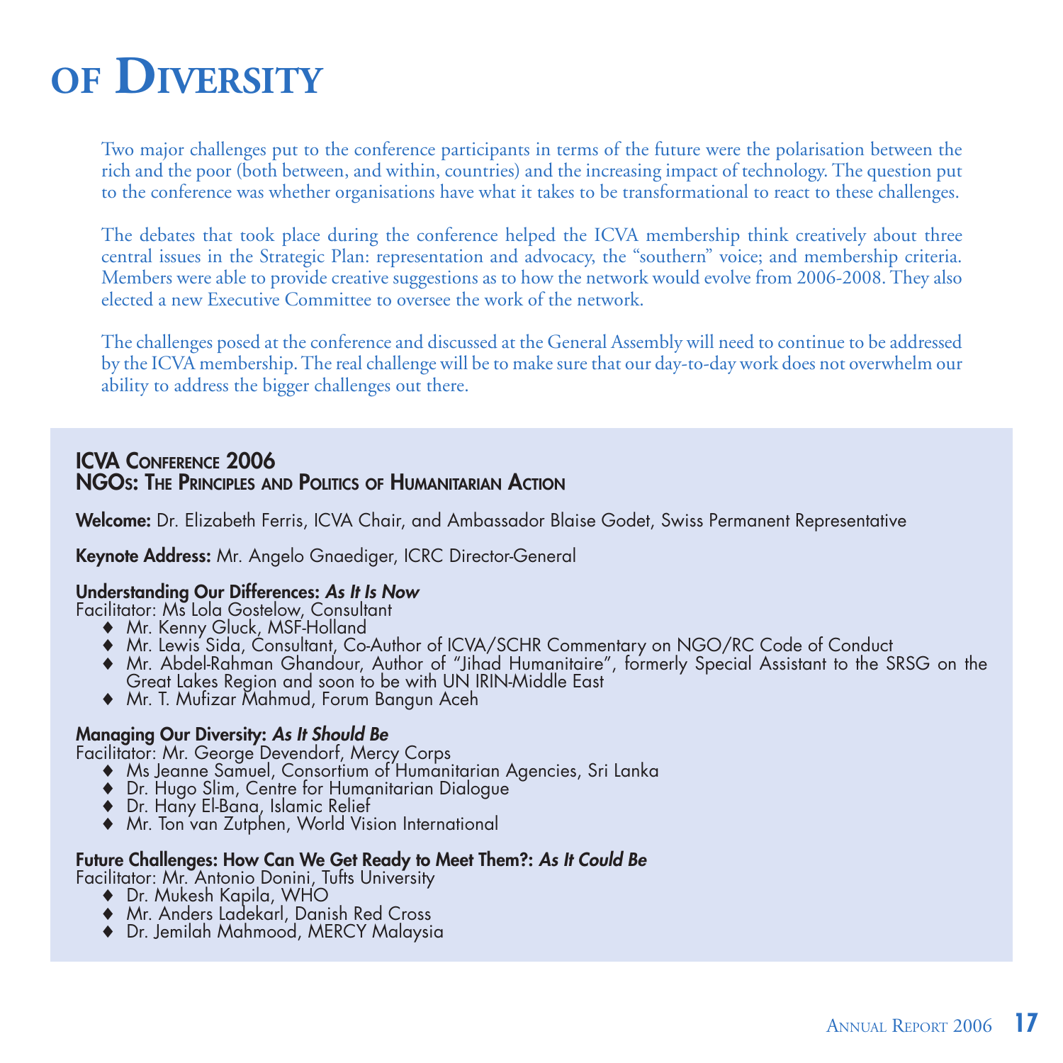# OF DIVERSITY

Two major challenges put to the conference participants in terms of the future were the polarisation between the rich and the poor (both between, and within, countries) and the increasing impact of technology. The question put to the conference was whether organisations have what it takes to be transformational to react to these challenges.

The debates that took place during the conference helped the ICVA membership think creatively about three central issues in the Strategic Plan: representation and advocacy, the "southern" voice; and membership criteria. Members were able to provide creative suggestions as to how the network would evolve from 2006-2008. They also elected a new Executive Committee to oversee the work of the network.

The challenges posed at the conference and discussed at the General Assembly will need to continue to be addressed by the ICVA membership. The real challenge will be to make sure that our day-to-day work does not overwhelm our ability to address the bigger challenges out there.

## ICVA CONFERENCE 2006
## NGOS: THE PRINCIPLES AND POLITICS OF HUMANITARIAN ACTION

**Welcome:** Dr. Elizabeth Ferris, ICVA Chair, and Ambassador Blaise Godet, Swiss Permanent Representative

**Keynote Address:** Mr. Angelo Gnaediger, ICRC Director-General

**Understanding Our Differences:** ***As It Is Now***
Facilitator: Ms Lola Gostelow, Consultant

- Mr. Kenny Gluck, MSF-Holland
- Mr. Lewis Sida, Consultant, Co-Author of ICVA/SCHR Commentary on NGO/RC Code of Conduct
- Mr. Abdel-Rahman Ghandour, Author of "Jihad Humanitaire", formerly Special Assistant to the SRSG on the Great Lakes Region and soon to be with UN IRIN-Middle East
- Mr. T. Mufizar Mahmud, Forum Bangun Aceh

**Managing Our Diversity:** ***As It Should Be***
Facilitator: Mr. George Devendorf, Mercy Corps

- Ms Jeanne Samuel, Consortium of Humanitarian Agencies, Sri Lanka
- Dr. Hugo Slim, Centre for Humanitarian Dialogue
- Dr. Hany El-Bana, Islamic Relief
- Mr. Ton van Zutphen, World Vision International

**Future Challenges: How Can We Get Ready to Meet Them?:** ***As It Could Be***
Facilitator: Mr. Antonio Donini, Tufts University

- Dr. Mukesh Kapila, WHO
- Mr. Anders Ladekarl, Danish Red Cross
- Dr. Jemilah Mahmood, MERCY Malaysia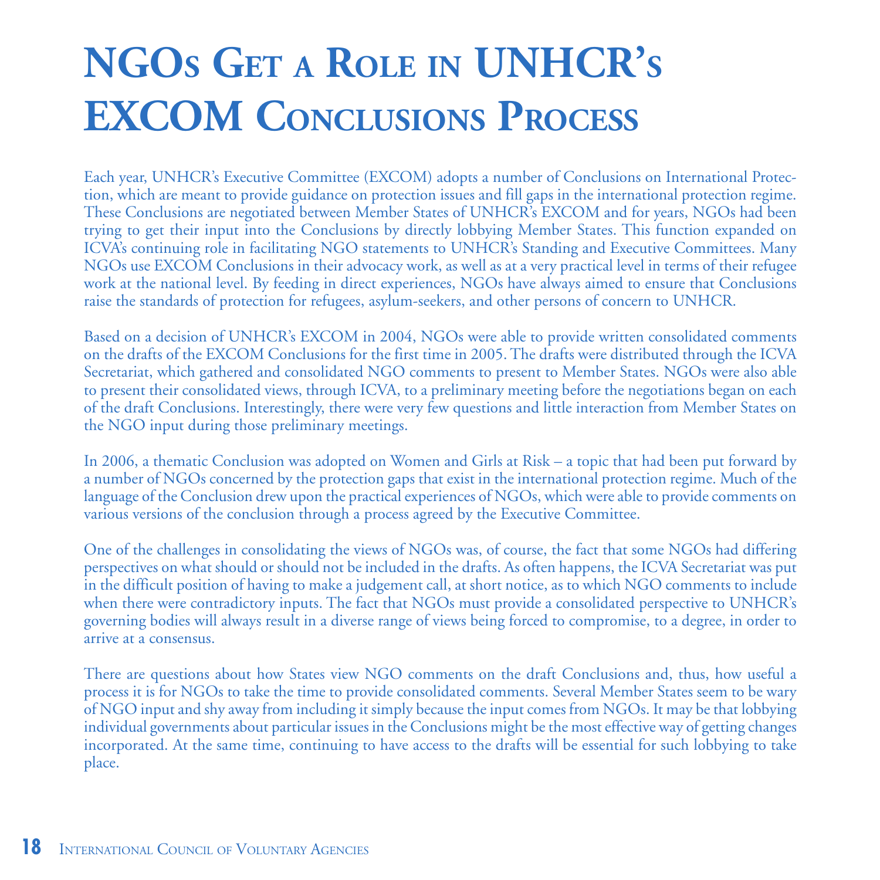# NGOs Get a Role in UNHCR's EXCOM Conclusions Process

Each year, UNHCR's Executive Committee (EXCOM) adopts a number of Conclusions on International Protection, which are meant to provide guidance on protection issues and fill gaps in the international protection regime. These Conclusions are negotiated between Member States of UNHCR's EXCOM and for years, NGOs had been trying to get their input into the Conclusions by directly lobbying Member States. This function expanded on ICVA's continuing role in facilitating NGO statements to UNHCR's Standing and Executive Committees. Many NGOs use EXCOM Conclusions in their advocacy work, as well as at a very practical level in terms of their refugee work at the national level. By feeding in direct experiences, NGOs have always aimed to ensure that Conclusions raise the standards of protection for refugees, asylum-seekers, and other persons of concern to UNHCR.

Based on a decision of UNHCR's EXCOM in 2004, NGOs were able to provide written consolidated comments on the drafts of the EXCOM Conclusions for the first time in 2005. The drafts were distributed through the ICVA Secretariat, which gathered and consolidated NGO comments to present to Member States. NGOs were also able to present their consolidated views, through ICVA, to a preliminary meeting before the negotiations began on each of the draft Conclusions. Interestingly, there were very few questions and little interaction from Member States on the NGO input during those preliminary meetings.

In 2006, a thematic Conclusion was adopted on Women and Girls at Risk – a topic that had been put forward by a number of NGOs concerned by the protection gaps that exist in the international protection regime. Much of the language of the Conclusion drew upon the practical experiences of NGOs, which were able to provide comments on various versions of the conclusion through a process agreed by the Executive Committee.

One of the challenges in consolidating the views of NGOs was, of course, the fact that some NGOs had differing perspectives on what should or should not be included in the drafts. As often happens, the ICVA Secretariat was put in the difficult position of having to make a judgement call, at short notice, as to which NGO comments to include when there were contradictory inputs. The fact that NGOs must provide a consolidated perspective to UNHCR's governing bodies will always result in a diverse range of views being forced to compromise, to a degree, in order to arrive at a consensus.

There are questions about how States view NGO comments on the draft Conclusions and, thus, how useful a process it is for NGOs to take the time to provide consolidated comments. Several Member States seem to be wary of NGO input and shy away from including it simply because the input comes from NGOs. It may be that lobbying individual governments about particular issues in the Conclusions might be the most effective way of getting changes incorporated. At the same time, continuing to have access to the drafts will be essential for such lobbying to take place.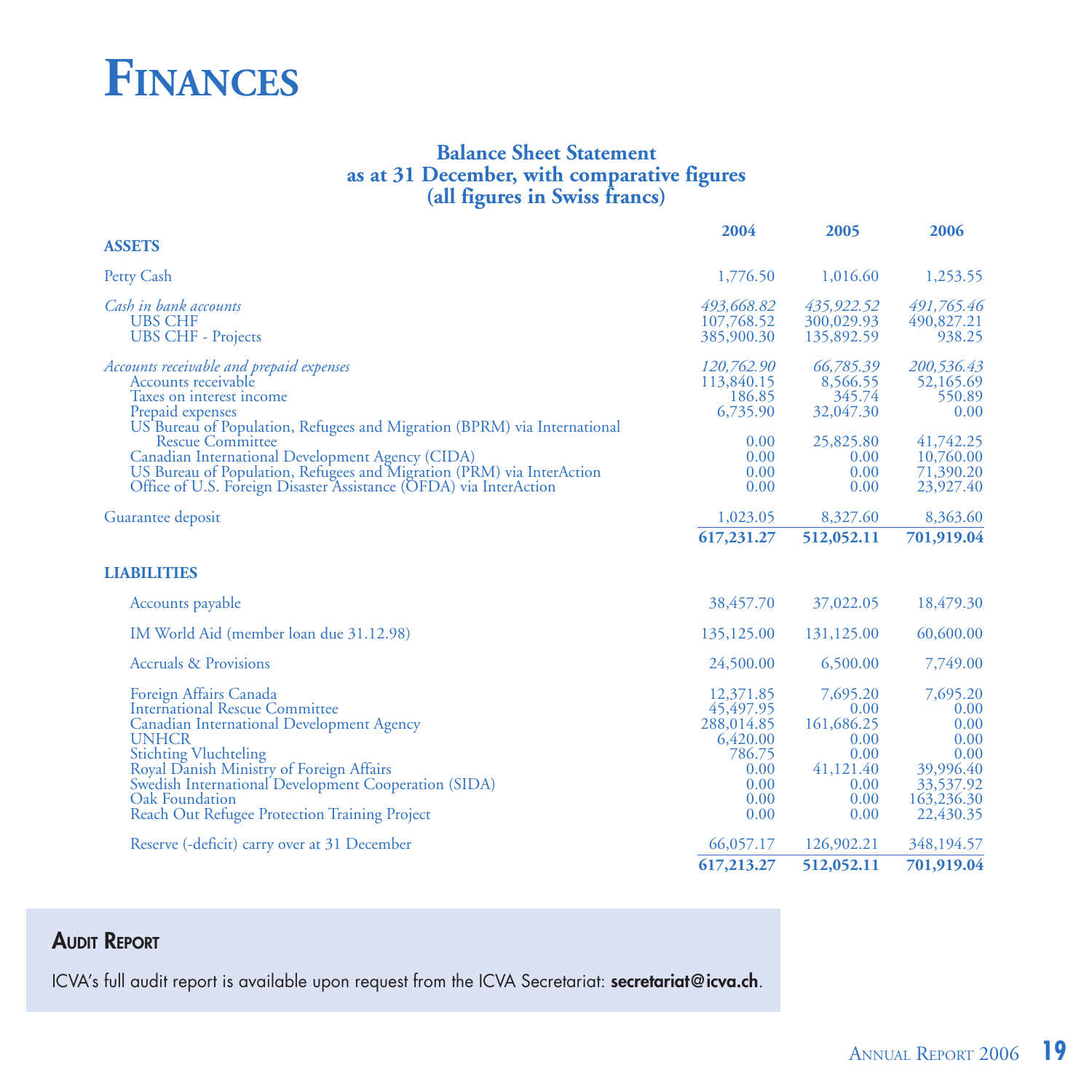# Finances

### Balance Sheet Statement
### as at 31 December, with comparative figures
### (all figures in Swiss francs)

| | 2004 | 2005 | 2006 |
|---|---|---|---|
| **ASSETS** | | | |
| Petty Cash | 1,776.50 | 1,016.60 | 1,253.55 |
| *Cash in bank accounts* | *493,668.82* | *435,922.52* | *491,765.46* |
| UBS CHF | 107,768.52 | 300,029.93 | 490,827.21 |
| UBS CHF - Projects | 385,900.30 | 135,892.59 | 938.25 |
| *Accounts receivable and prepaid expenses* | *120,762.90* | *66,785.39* | *200,536.43* |
| Accounts receivable | 113,840.15 | 8,566.55 | 52,165.69 |
| Taxes on interest income | 186.85 | 345.74 | 550.89 |
| Prepaid expenses | 6,735.90 | 32,047.30 | 0.00 |
| US Bureau of Population, Refugees and Migration (BPRM) via International Rescue Committee | 0.00 | 25,825.80 | 41,742.25 |
| Canadian International Development Agency (CIDA) | 0.00 | 0.00 | 10,760.00 |
| US Bureau of Population, Refugees and Migration (PRM) via InterAction | 0.00 | 0.00 | 71,390.20 |
| Office of U.S. Foreign Disaster Assistance (OFDA) via InterAction | 0.00 | 0.00 | 23,927.40 |
| Guarantee deposit | 1,023.05 | 8,327.60 | 8,363.60 |
| | **617,231.27** | **512,052.11** | **701,919.04** |
| **LIABILITIES** | | | |
| Accounts payable | 38,457.70 | 37,022.05 | 18,479.30 |
| IM World Aid (member loan due 31.12.98) | 135,125.00 | 131,125.00 | 60,600.00 |
| Accruals & Provisions | 24,500.00 | 6,500.00 | 7,749.00 |
| Foreign Affairs Canada | 12,371.85 | 7,695.20 | 7,695.20 |
| International Rescue Committee | 45,497.95 | 0.00 | 0.00 |
| Canadian International Development Agency | 288,014.85 | 161,686.25 | 0.00 |
| UNHCR | 6,420.00 | 0.00 | 0.00 |
| Stichting Vluchteling | 786.75 | 0.00 | 0.00 |
| Royal Danish Ministry of Foreign Affairs | 0.00 | 41,121.40 | 39,996.40 |
| Swedish International Development Cooperation (SIDA) | 0.00 | 0.00 | 33,537.92 |
| Oak Foundation | 0.00 | 0.00 | 163,236.30 |
| Reach Out Refugee Protection Training Project | 0.00 | 0.00 | 22,430.35 |
| Reserve (-deficit) carry over at 31 December | 66,057.17 | 126,902.21 | 348,194.57 |
| | **617,213.27** | **512,052.11** | **701,919.04** |

## Audit Report

ICVA's full audit report is available upon request from the ICVA Secretariat: **secretariat@icva.ch**.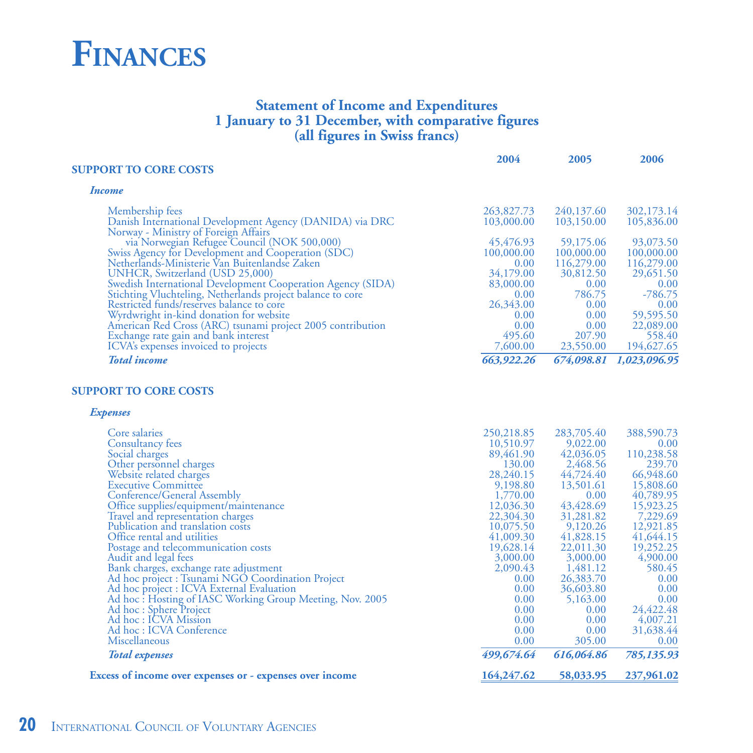# Finances

## Statement of Income and Expenditures
### 1 January to 31 December, with comparative figures
### (all figures in Swiss francs)

| SUPPORT TO CORE COSTS | 2004 | 2005 | 2006 |
|---|---|---|---|
| ***Income*** | | | |
| Membership fees | 263,827.73 | 240,137.60 | 302,173.14 |
| Danish International Development Agency (DANIDA) via DRC | 103,000.00 | 103,150.00 | 105,836.00 |
| Norway - Ministry of Foreign Affairs via Norwegian Refugee Council (NOK 500,000) | 45,476.93 | 59,175.06 | 93,073.50 |
| Swiss Agency for Development and Cooperation (SDC) | 100,000.00 | 100,000.00 | 100,000.00 |
| Netherlands-Ministerie Van Buitenlandse Zaken | 0.00 | 116,279.00 | 116,279.00 |
| UNHCR, Switzerland (USD 25,000) | 34,179.00 | 30,812.50 | 29,651.50 |
| Swedish International Development Cooperation Agency (SIDA) | 83,000.00 | 0.00 | 0.00 |
| Stichting Vluchteling, Netherlands project balance to core | 0.00 | 786.75 | -786.75 |
| Restricted funds/reserves balance to core | 26,343.00 | 0.00 | 0.00 |
| Wyrdwright in-kind donation for website | 0.00 | 0.00 | 59,595.50 |
| American Red Cross (ARC) tsunami project 2005 contribution | 0.00 | 0.00 | 22,089.00 |
| Exchange rate gain and bank interest | 495.60 | 207.90 | 558.40 |
| ICVA's expenses invoiced to projects | 7,600.00 | 23,550.00 | 194,627.65 |
| ***Total income*** | ***663,922.26*** | ***674,098.81*** | ***1,023,096.95*** |

| SUPPORT TO CORE COSTS | 2004 | 2005 | 2006 |
|---|---|---|---|
| ***Expenses*** | | | |
| Core salaries | 250,218.85 | 283,705.40 | 388,590.73 |
| Consultancy fees | 10,510.97 | 9,022.00 | 0.00 |
| Social charges | 89,461.90 | 42,036.05 | 110,238.58 |
| Other personnel charges | 130.00 | 2,468.56 | 239.70 |
| Website related charges | 28,240.15 | 44,724.40 | 66,948.60 |
| Executive Committee | 9,198.80 | 13,501.61 | 15,808.60 |
| Conference/General Assembly | 1,770.00 | 0.00 | 40,789.95 |
| Office supplies/equipment/maintenance | 12,036.30 | 43,428.69 | 15,923.25 |
| Travel and representation charges | 22,304.30 | 31,281.82 | 7,229.69 |
| Publication and translation costs | 10,075.50 | 9,120.26 | 12,921.85 |
| Office rental and utilities | 41,009.30 | 41,828.15 | 41,644.15 |
| Postage and telecommunication costs | 19,628.14 | 22,011.30 | 19,252.25 |
| Audit and legal fees | 3,000.00 | 3,000.00 | 4,900.00 |
| Bank charges, exchange rate adjustment | 2,090.43 | 1,481.12 | 580.45 |
| Ad hoc project : Tsunami NGO Coordination Project | 0.00 | 26,383.70 | 0.00 |
| Ad hoc project : ICVA External Evaluation | 0.00 | 36,603.80 | 0.00 |
| Ad hoc : Hosting of IASC Working Group Meeting, Nov. 2005 | 0.00 | 5,163.00 | 0.00 |
| Ad hoc : Sphere Project | 0.00 | 0.00 | 24,422.48 |
| Ad hoc : ICVA Mission | 0.00 | 0.00 | 4,007.21 |
| Ad hoc : ICVA Conference | 0.00 | 0.00 | 31,638.44 |
| Miscellaneous | 0.00 | 305.00 | 0.00 |
| ***Total expenses*** | ***499,674.64*** | ***616,064.86*** | ***785,135.93*** |
| **Excess of income over expenses or - expenses over income** | **164,247.62** | **58,033.95** | **237,961.02** |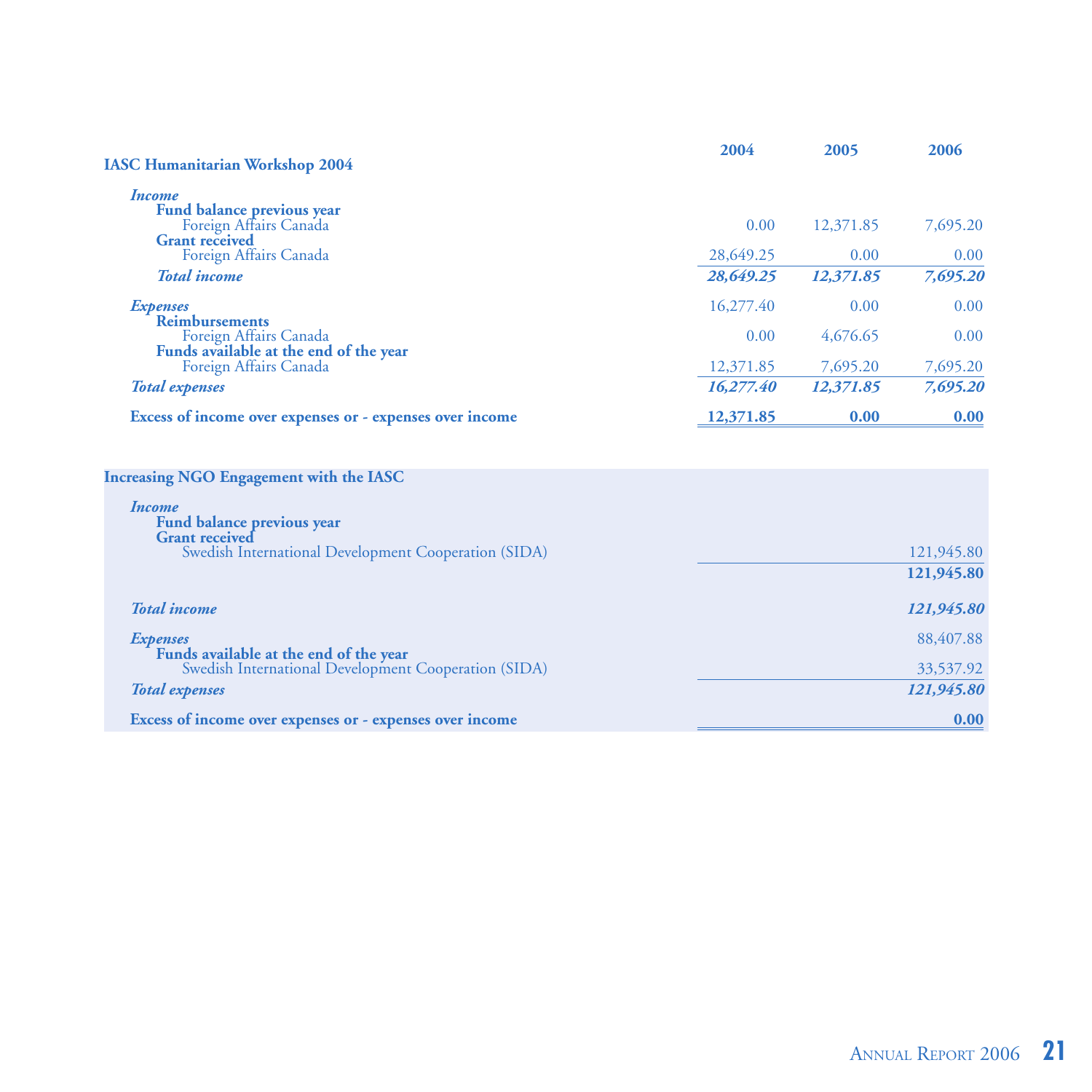| IASC Humanitarian Workshop 2004 | 2004 | 2005 | 2006 |
|---|---|---|---|
| ***Income*** | | | |
| **Fund balance previous year** | | | |
| Foreign Affairs Canada | 0.00 | 12,371.85 | 7,695.20 |
| **Grant received** | | | |
| Foreign Affairs Canada | 28,649.25 | 0.00 | 0.00 |
| ***Total income*** | ***28,649.25*** | ***12,371.85*** | ***7,695.20*** |
| ***Expenses*** | 16,277.40 | 0.00 | 0.00 |
| **Reimbursements** | | | |
| Foreign Affairs Canada | 0.00 | 4,676.65 | 0.00 |
| **Funds available at the end of the year** | | | |
| Foreign Affairs Canada | 12,371.85 | 7,695.20 | 7,695.20 |
| ***Total expenses*** | ***16,277.40*** | ***12,371.85*** | ***7,695.20*** |
| **Excess of income over expenses or - expenses over income** | **12,371.85** | **0.00** | **0.00** |

| Increasing NGO Engagement with the IASC | |
|---|---|
| ***Income*** | |
| **Fund balance previous year** | |
| **Grant received** | |
| Swedish International Development Cooperation (SIDA) | 121,945.80 |
| | **121,945.80** |
| ***Total income*** | ***121,945.80*** |
| ***Expenses*** | 88,407.88 |
| **Funds available at the end of the year** | |
| Swedish International Development Cooperation (SIDA) | 33,537.92 |
| ***Total expenses*** | ***121,945.80*** |
| **Excess of income over expenses or - expenses over income** | **0.00** |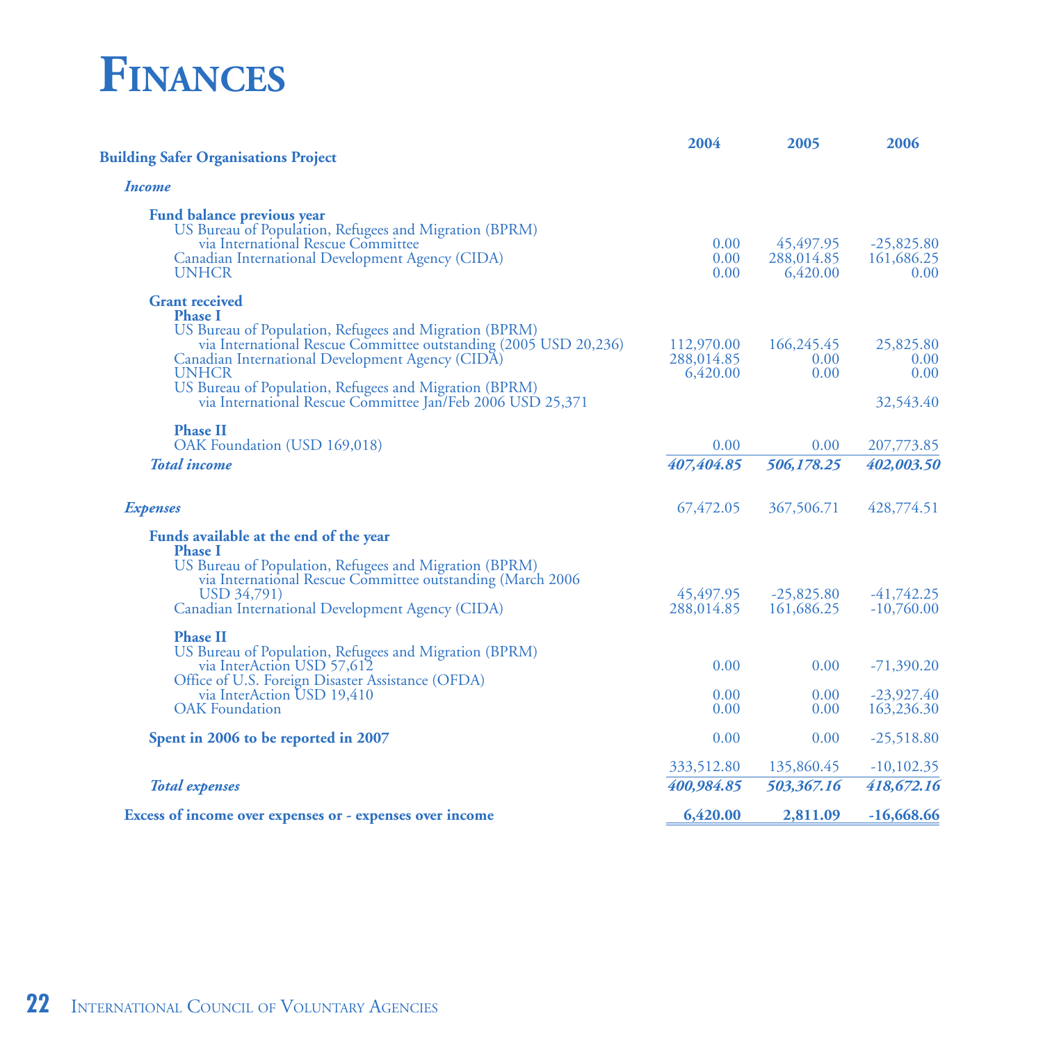# Finances

| Building Safer Organisations Project | 2004 | 2005 | 2006 |
|---|---|---|---|
| ***Income*** | | | |
| **Fund balance previous year** | | | |
| US Bureau of Population, Refugees and Migration (BPRM) via International Rescue Committee | 0.00 | 45,497.95 | -25,825.80 |
| Canadian International Development Agency (CIDA) | 0.00 | 288,014.85 | 161,686.25 |
| UNHCR | 0.00 | 6,420.00 | 0.00 |
| **Grant received** | | | |
| **Phase I** | | | |
| US Bureau of Population, Refugees and Migration (BPRM) via International Rescue Committee outstanding (2005 USD 20,236) | 112,970.00 | 166,245.45 | 25,825.80 |
| Canadian International Development Agency (CIDA) | 288,014.85 | 0.00 | 0.00 |
| UNHCR | 6,420.00 | 0.00 | 0.00 |
| US Bureau of Population, Refugees and Migration (BPRM) via International Rescue Committee Jan/Feb 2006 USD 25,371 | | | 32,543.40 |
| **Phase II** | | | |
| OAK Foundation (USD 169,018) | 0.00 | 0.00 | 207,773.85 |
| ***Total income*** | ***407,404.85*** | ***506,178.25*** | ***402,003.50*** |
| ***Expenses*** | 67,472.05 | 367,506.71 | 428,774.51 |
| **Funds available at the end of the year** | | | |
| **Phase I** | | | |
| US Bureau of Population, Refugees and Migration (BPRM) via International Rescue Committee outstanding (March 2006 USD 34,791) | 45,497.95 | -25,825.80 | -41,742.25 |
| Canadian International Development Agency (CIDA) | 288,014.85 | 161,686.25 | -10,760.00 |
| **Phase II** | | | |
| US Bureau of Population, Refugees and Migration (BPRM) via InterAction USD 57,612 | 0.00 | 0.00 | -71,390.20 |
| Office of U.S. Foreign Disaster Assistance (OFDA) via InterAction USD 19,410 | 0.00 | 0.00 | -23,927.40 |
| OAK Foundation | 0.00 | 0.00 | 163,236.30 |
| **Spent in 2006 to be reported in 2007** | 0.00 | 0.00 | -25,518.80 |
| | 333,512.80 | 135,860.45 | -10,102.35 |
| ***Total expenses*** | ***400,984.85*** | ***503,367.16*** | ***418,672.16*** |
| **Excess of income over expenses or - expenses over income** | **6,420.00** | **2,811.09** | **-16,668.66** |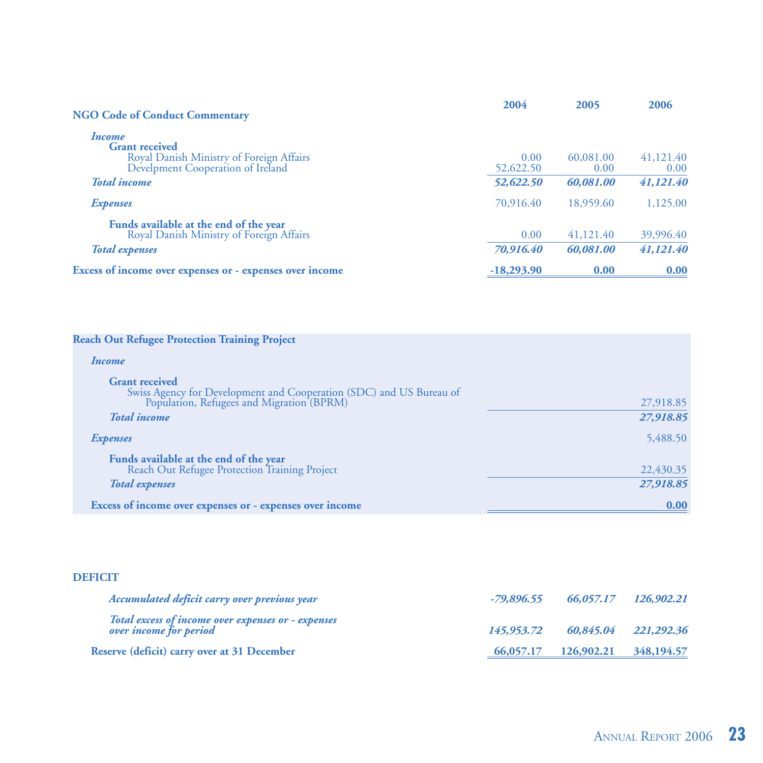| NGO Code of Conduct Commentary | 2004 | 2005 | 2006 |
|---|---|---|---|
| ***Income*** | | | |
| **Grant received** | | | |
| Royal Danish Ministry of Foreign Affairs | 0.00 | 60,081.00 | 41,121.40 |
| Develpment Cooperation of Ireland | 52,622.50 | 0.00 | 0.00 |
| ***Total income*** | ***52,622.50*** | ***60,081.00*** | ***41,121.40*** |
| ***Expenses*** | 70,916.40 | 18,959.60 | 1,125.00 |
| **Funds available at the end of the year** | | | |
| Royal Danish Ministry of Foreign Affairs | 0.00 | 41,121.40 | 39,996.40 |
| ***Total expenses*** | ***70,916.40*** | ***60,081.00*** | ***41,121.40*** |
| **Excess of income over expenses or - expenses over income** | **-18,293.90** | **0.00** | **0.00** |

| Reach Out Refugee Protection Training Project | |
|---|---|
| ***Income*** | |
| **Grant received** | |
| Swiss Agency for Development and Cooperation (SDC) and US Bureau of Population, Refugees and Migration (BPRM) | 27,918.85 |
| ***Total income*** | ***27,918.85*** |
| ***Expenses*** | 5,488.50 |
| **Funds available at the end of the year** | |
| Reach Out Refugee Protection Training Project | 22,430.35 |
| ***Total expenses*** | ***27,918.85*** |
| **Excess of income over expenses or - expenses over income** | **0.00** |

| DEFICIT | | | |
|---|---|---|---|
| ***Accumulated deficit carry over previous year*** | ***-79,896.55*** | ***66,057.17*** | ***126,902.21*** |
| ***Total excess of income over expenses or - expenses over income for period*** | ***145,953.72*** | ***60,845.04*** | ***221,292.36*** |
| **Reserve (deficit) carry over at 31 December** | **66,057.17** | **126,902.21** | **348,194.57** |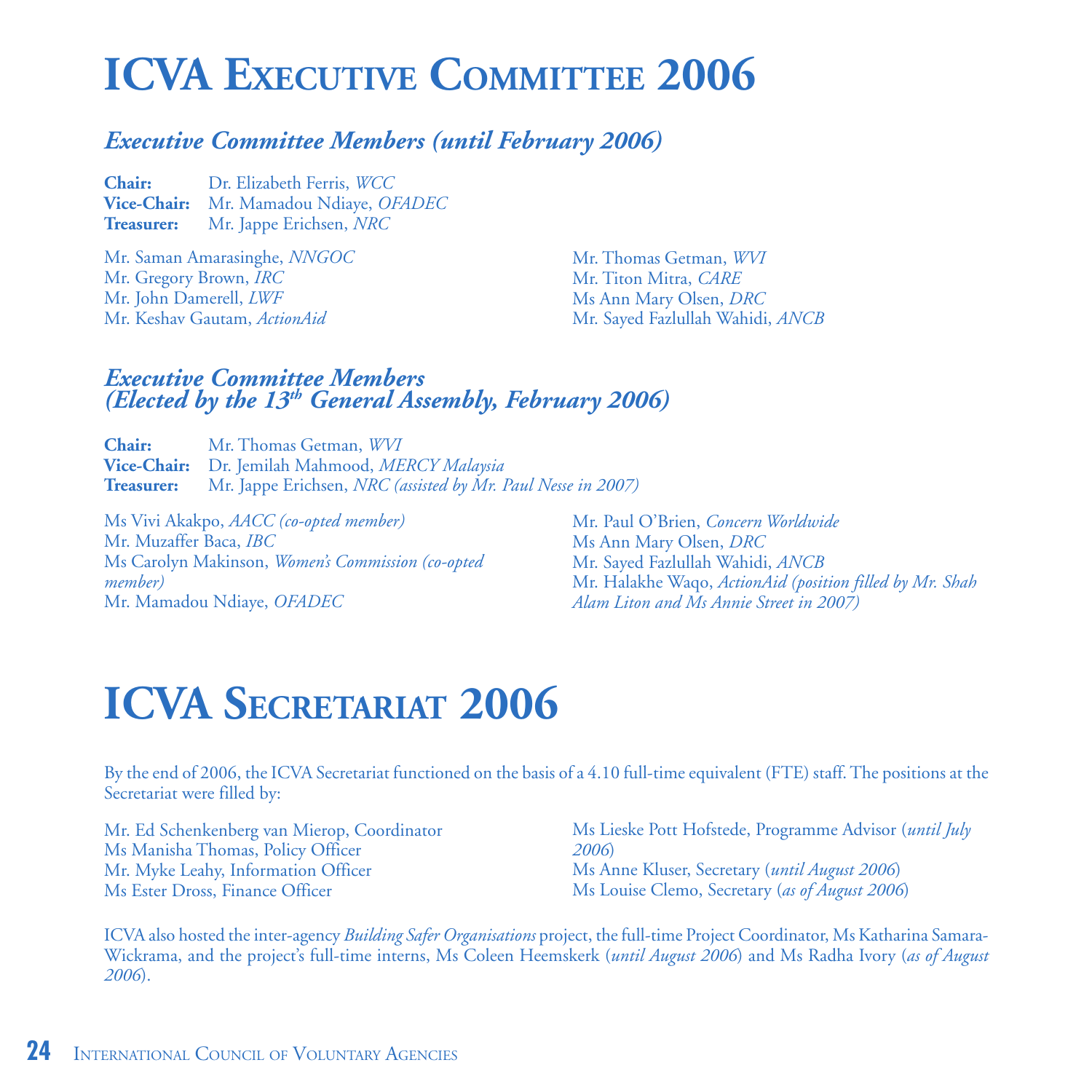# ICVA Executive Committee 2006

### *Executive Committee Members (until February 2006)*

**Chair:** Dr. Elizabeth Ferris, *WCC*
**Vice-Chair:** Mr. Mamadou Ndiaye, *OFADEC*
**Treasurer:** Mr. Jappe Erichsen, *NRC*

Mr. Saman Amarasinghe, *NNGOC*
Mr. Gregory Brown, *IRC*
Mr. John Damerell, *LWF*
Mr. Keshav Gautam, *ActionAid*
Mr. Thomas Getman, *WVI*
Mr. Titon Mitra, *CARE*
Ms Ann Mary Olsen, *DRC*
Mr. Sayed Fazlullah Wahidi, *ANCB*

### *Executive Committee Members (Elected by the 13th General Assembly, February 2006)*

**Chair:** Mr. Thomas Getman, *WVI*
**Vice-Chair:** Dr. Jemilah Mahmood, *MERCY Malaysia*
**Treasurer:** Mr. Jappe Erichsen, *NRC (assisted by Mr. Paul Nesse in 2007)*

Ms Vivi Akakpo, *AACC (co-opted member)*
Mr. Muzaffer Baca, *IBC*
Ms Carolyn Makinson, *Women's Commission (co-opted member)*
Mr. Mamadou Ndiaye, *OFADEC*
Mr. Paul O'Brien, *Concern Worldwide*
Ms Ann Mary Olsen, *DRC*
Mr. Sayed Fazlullah Wahidi, *ANCB*
Mr. Halakhe Waqo, *ActionAid (position filled by Mr. Shah Alam Liton and Ms Annie Street in 2007)*

# ICVA Secretariat 2006

By the end of 2006, the ICVA Secretariat functioned on the basis of a 4.10 full-time equivalent (FTE) staff. The positions at the Secretariat were filled by:

Mr. Ed Schenkenberg van Mierop, Coordinator
Ms Manisha Thomas, Policy Officer
Mr. Myke Leahy, Information Officer
Ms Ester Dross, Finance Officer
Ms Lieske Pott Hofstede, Programme Advisor (*until July 2006*)
Ms Anne Kluser, Secretary (*until August 2006*)
Ms Louise Clemo, Secretary (*as of August 2006*)

ICVA also hosted the inter-agency *Building Safer Organisations* project, the full-time Project Coordinator, Ms Katharina Samara-Wickrama, and the project's full-time interns, Ms Coleen Heemskerk (*until August 2006*) and Ms Radha Ivory (*as of August 2006*).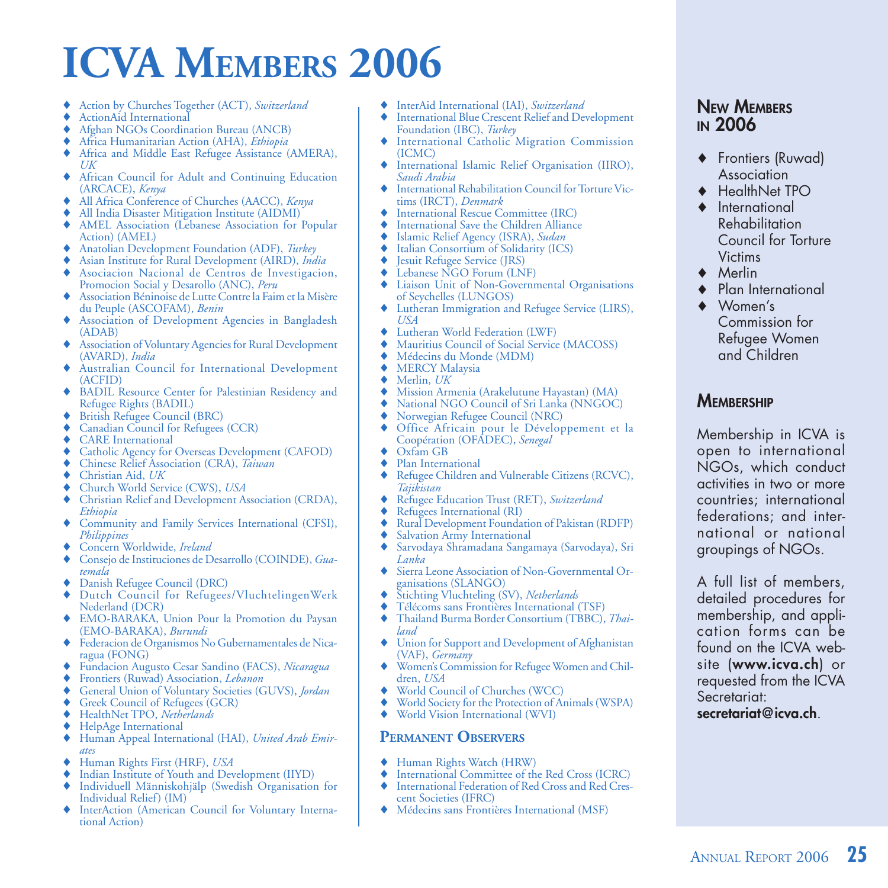# ICVA Members 2006

- Action by Churches Together (ACT), *Switzerland*
- ActionAid International
- Afghan NGOs Coordination Bureau (ANCB)
- Africa Humanitarian Action (AHA), *Ethiopia*
- Africa and Middle East Refugee Assistance (AMERA), *UK*
- African Council for Adult and Continuing Education (ARCACE), *Kenya*
- All Africa Conference of Churches (AACC), *Kenya*
- All India Disaster Mitigation Institute (AIDMI)
- AMEL Association (Lebanese Association for Popular Action) (AMEL)
- Anatolian Development Foundation (ADF), *Turkey*
- Asian Institute for Rural Development (AIRD), *India*
- Asociacion Nacional de Centros de Investigacion, Promocion Social y Desarollo (ANC), *Peru*
- Association Béninoise de Lutte Contre la Faim et la Misère du Peuple (ASCOFAM), *Benin*
- Association of Development Agencies in Bangladesh (ADAB)
- Association of Voluntary Agencies for Rural Development (AVARD), *India*
- Australian Council for International Development (ACFID)
- BADIL Resource Center for Palestinian Residency and Refugee Rights (BADIL)
- British Refugee Council (BRC)
- Canadian Council for Refugees (CCR)
- CARE International
- Catholic Agency for Overseas Development (CAFOD)
- Chinese Relief Association (CRA), *Taiwan*
- Christian Aid, *UK*
- Church World Service (CWS), *USA*
- Christian Relief and Development Association (CRDA), *Ethiopia*
- Community and Family Services International (CFSI), *Philippines*
- Concern Worldwide, *Ireland*
- Consejo de Instituciones de Desarrollo (COINDE), *Guatemala*
- Danish Refugee Council (DRC)
- Dutch Council for Refugees/VluchtelingenWerk Nederland (DCR)
- EMO-BARAKA, Union Pour la Promotion du Paysan (EMO-BARAKA), *Burundi*
- Federacion de Organismos No Gubernamentales de Nicaragua (FONG)
- Fundacion Augusto Cesar Sandino (FACS), *Nicaragua*
- Frontiers (Ruwad) Association, *Lebanon*
- General Union of Voluntary Societies (GUVS), *Jordan*
- Greek Council of Refugees (GCR)
- HealthNet TPO, *Netherlands*
- HelpAge International
- Human Appeal International (HAI), *United Arab Emirates*
- Human Rights First (HRF), *USA*
- Indian Institute of Youth and Development (IIYD)
- Individuell Människohjälp (Swedish Organisation for Individual Relief) (IM)
- InterAction (American Council for Voluntary International Action)
- InterAid International (IAI), *Switzerland*
- International Blue Crescent Relief and Development Foundation (IBC), *Turkey*
- International Catholic Migration Commission (ICMC)
- International Islamic Relief Organisation (IIRO), *Saudi Arabia*
- International Rehabilitation Council for Torture Victims (IRCT), *Denmark*
- International Rescue Committee (IRC)
- International Save the Children Alliance
- Islamic Relief Agency (ISRA), *Sudan*
- Italian Consortium of Solidarity (ICS)
- Jesuit Refugee Service (JRS)
- Lebanese NGO Forum (LNF)
- Liaison Unit of Non-Governmental Organisations of Seychelles (LUNGOS)
- Lutheran Immigration and Refugee Service (LIRS), *USA*
- Lutheran World Federation (LWF)
- Mauritius Council of Social Service (MACOSS)
- Médecins du Monde (MDM)
- MERCY Malaysia
- Merlin, *UK*
- Mission Armenia (Arakelutune Hayastan) (MA)
- National NGO Council of Sri Lanka (NNGOC)
- Norwegian Refugee Council (NRC)
- Office Africain pour le Développement et la Coopération (OFADEC), *Senegal*
- Oxfam GB
- Plan International
- Refugee Children and Vulnerable Citizens (RCVC), *Tajikistan*
- Refugee Education Trust (RET), *Switzerland*
- Refugees International (RI)
- Rural Development Foundation of Pakistan (RDFP)
- Salvation Army International
- Sarvodaya Shramadana Sangamaya (Sarvodaya), Sri *Lanka*
- Sierra Leone Association of Non-Governmental Organisations (SLANGO)
- Stichting Vluchteling (SV), *Netherlands*
- Télécoms sans Frontières International (TSF)
- Thailand Burma Border Consortium (TBBC), *Thailand*
- Union for Support and Development of Afghanistan (VAF), *Germany*
- Women's Commission for Refugee Women and Children, *USA*
- World Council of Churches (WCC)
- World Society for the Protection of Animals (WSPA)
- World Vision International (WVI)

## Permanent Observers

- Human Rights Watch (HRW)
- International Committee of the Red Cross (ICRC)
- International Federation of Red Cross and Red Crescent Societies (IFRC)
- Médecins sans Frontières International (MSF)

## New Members in 2006

- Frontiers (Ruwad) Association
- HealthNet TPO
- International Rehabilitation Council for Torture Victims
- Merlin
- Plan International
- Women's Commission for Refugee Women and Children

## Membership

Membership in ICVA is open to international NGOs, which conduct activities in two or more countries; international federations; and international or national groupings of NGOs.

A full list of members, detailed procedures for membership, and application forms can be found on the ICVA website (**www.icva.ch**) or requested from the ICVA Secretariat: **secretariat@icva.ch**.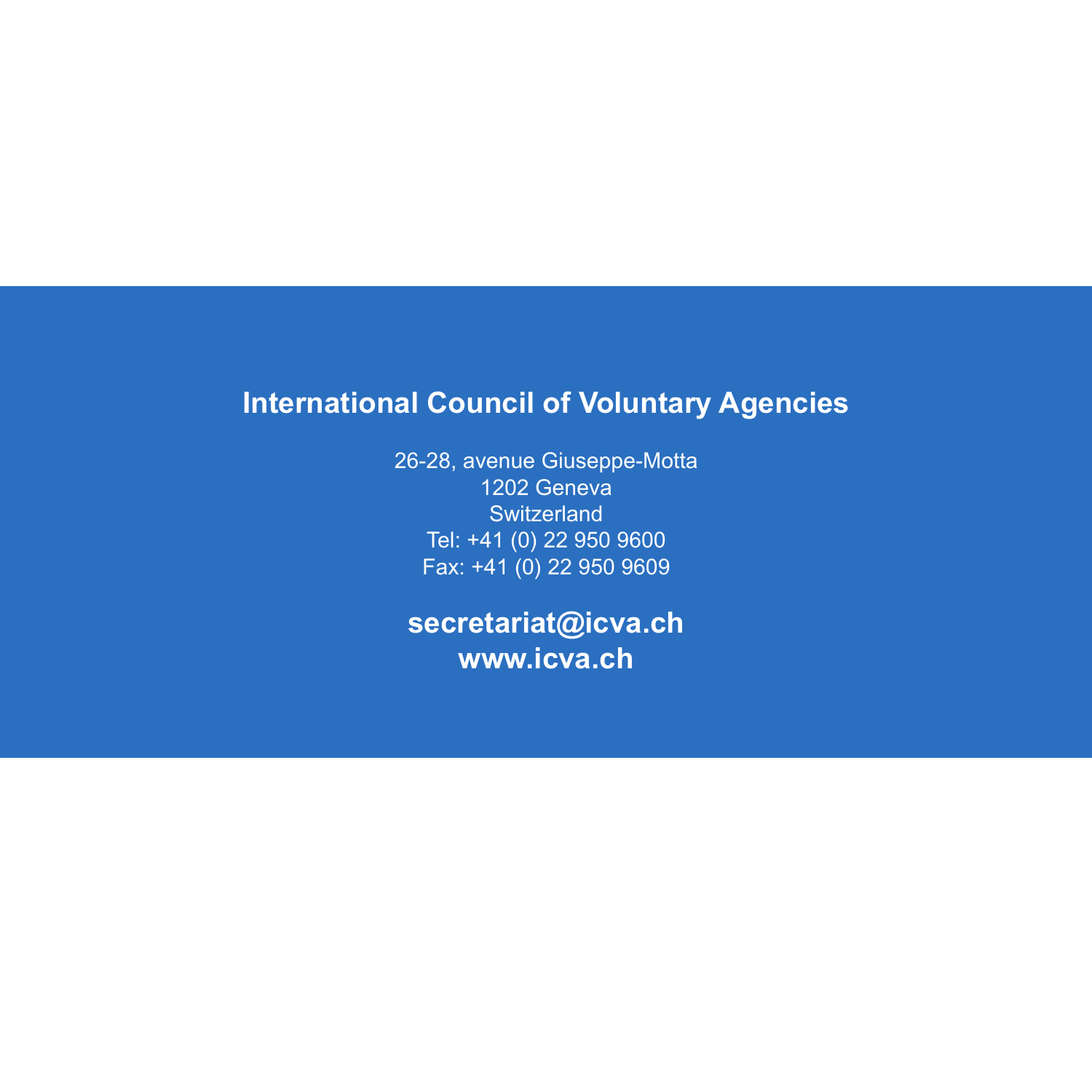**International Council of Voluntary Agencies**

26-28, avenue Giuseppe-Motta
1202 Geneva
Switzerland
Tel: +41 (0) 22 950 9600
Fax: +41 (0) 22 950 9609

**secretariat@icva.ch**
**www.icva.ch**